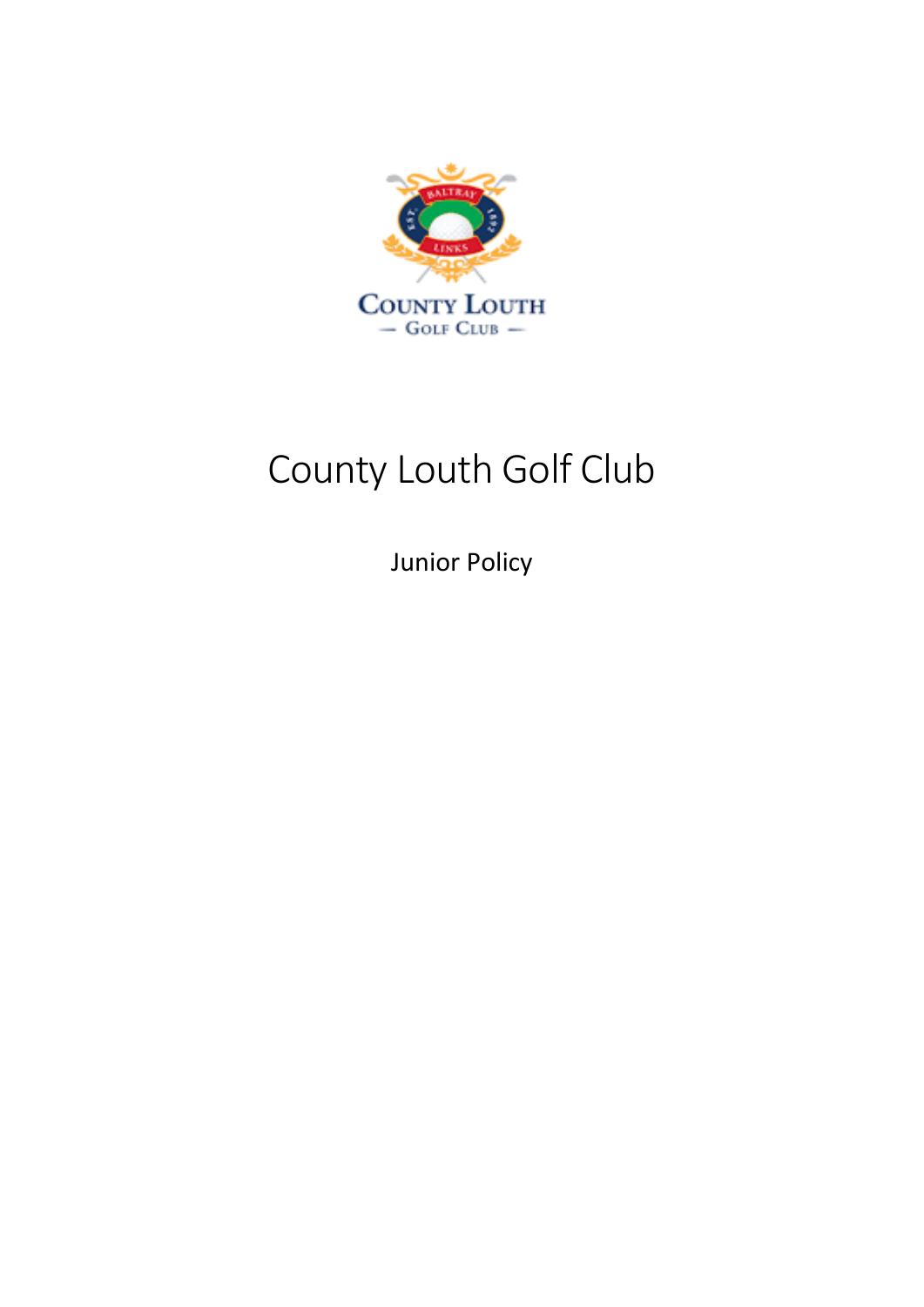# County Louth Golf Club

Junior Policy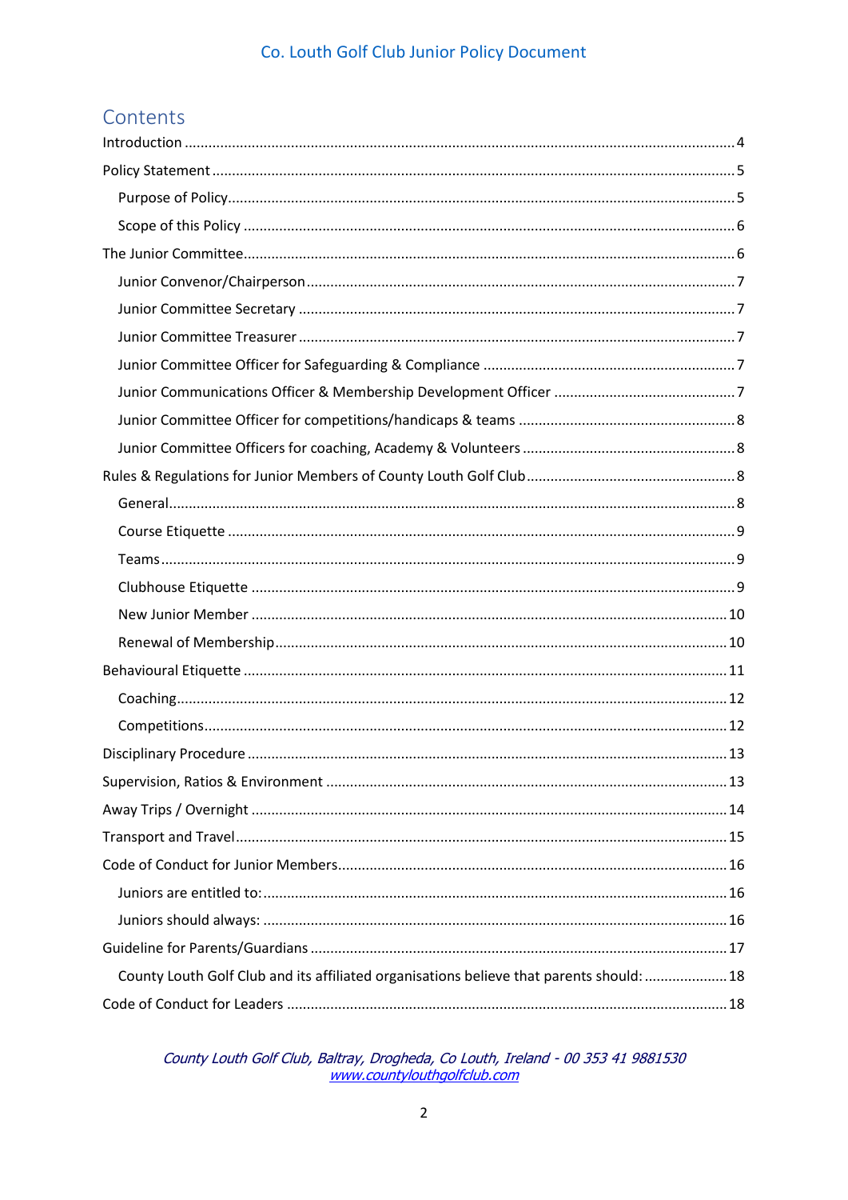# Contents

Introduction ........................................................................................................................................ 4

Policy Statement ................................................................................................................................ 5

- Purpose of Policy ............................................................................................................................ 5
- Scope of this Policy ........................................................................................................................ 6

The Junior Committee .......................................................................................................................... 6

- Junior Convenor/Chairperson ......................................................................................................... 7
- Junior Committee Secretary ........................................................................................................... 7
- Junior Committee Treasurer ........................................................................................................... 7
- Junior Committee Officer for Safeguarding & Compliance ............................................................. 7
- Junior Communications Officer & Membership Development Officer ........................................... 7
- Junior Committee Officer for competitions/handicaps & teams ..................................................... 8
- Junior Committee Officers for coaching, Academy & Volunteers ................................................... 8

Rules & Regulations for Junior Members of County Louth Golf Club .................................................. 8

- General ........................................................................................................................................... 8
- Course Etiquette ............................................................................................................................. 9
- Teams ............................................................................................................................................. 9
- Clubhouse Etiquette ....................................................................................................................... 9
- New Junior Member ...................................................................................................................... 10
- Renewal of Membership ................................................................................................................ 10

Behavioural Etiquette ......................................................................................................................... 11

- Coaching ........................................................................................................................................ 12
- Competitions ................................................................................................................................. 12

Disciplinary Procedure ........................................................................................................................ 13

Supervision, Ratios & Environment .................................................................................................... 13

Away Trips / Overnight ....................................................................................................................... 14

Transport and Travel ........................................................................................................................... 15

Code of Conduct for Junior Members ................................................................................................. 16

- Juniors are entitled to: ................................................................................................................... 16
- Juniors should always: ................................................................................................................... 16

Guideline for Parents/Guardians ........................................................................................................ 17

- County Louth Golf Club and its affiliated organisations believe that parents should: .................... 18

Code of Conduct for Leaders .............................................................................................................. 18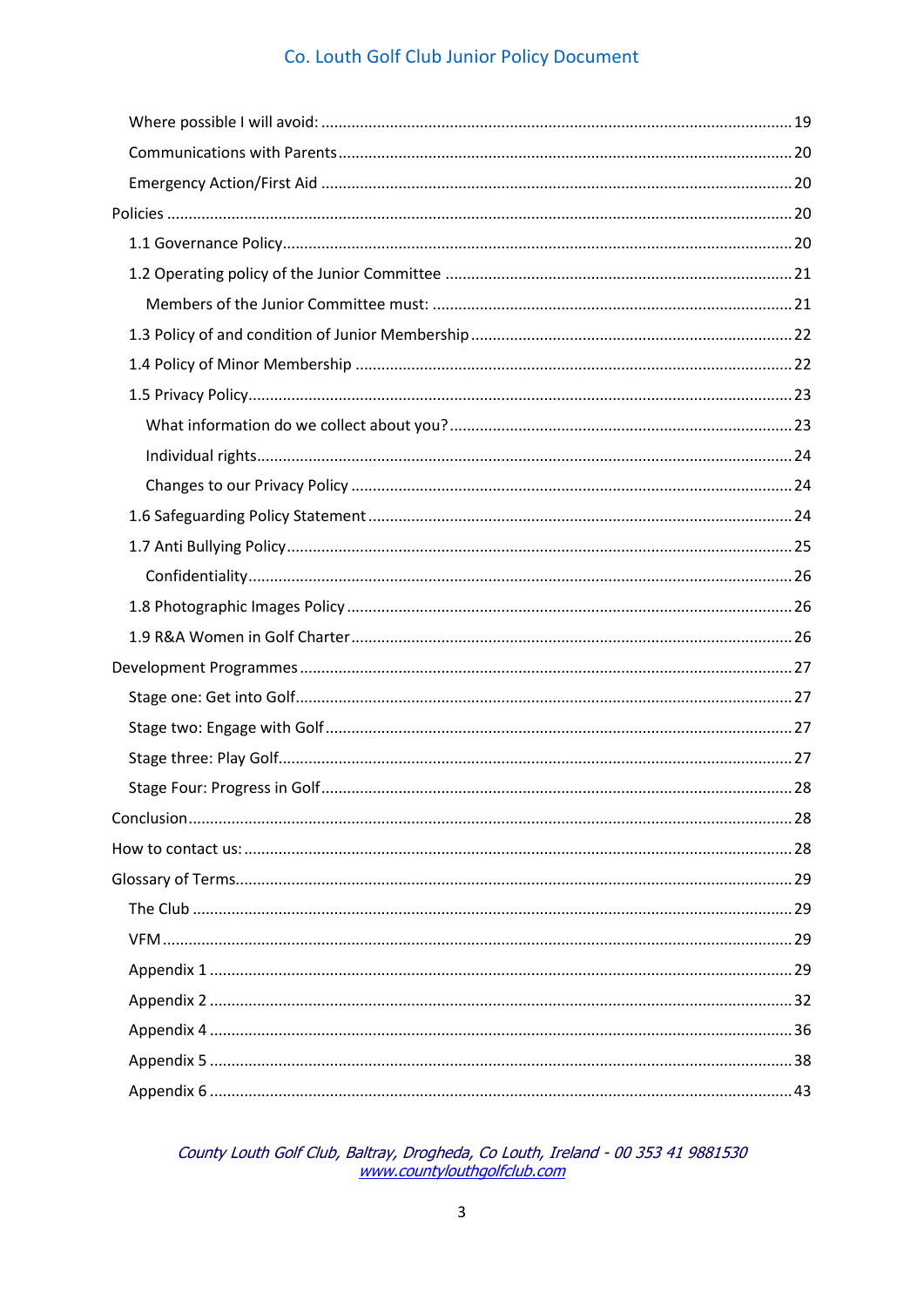Where possible I will avoid: ............................................................................................. 19

Communications with Parents ............................................................................................. 20

Emergency Action/First Aid ............................................................................................. 20

Policies ............................................................................................. 20

1.1 Governance Policy ............................................................................................. 20

1.2 Operating policy of the Junior Committee ............................................................................................. 21

Members of the Junior Committee must: ............................................................................................. 21

1.3 Policy of and condition of Junior Membership ............................................................................................. 22

1.4 Policy of Minor Membership ............................................................................................. 22

1.5 Privacy Policy ............................................................................................. 23

What information do we collect about you? ............................................................................................. 23

Individual rights ............................................................................................. 24

Changes to our Privacy Policy ............................................................................................. 24

1.6 Safeguarding Policy Statement ............................................................................................. 24

1.7 Anti Bullying Policy ............................................................................................. 25

Confidentiality ............................................................................................. 26

1.8 Photographic Images Policy ............................................................................................. 26

1.9 R&A Women in Golf Charter ............................................................................................. 26

Development Programmes ............................................................................................. 27

Stage one: Get into Golf ............................................................................................. 27

Stage two: Engage with Golf ............................................................................................. 27

Stage three: Play Golf ............................................................................................. 27

Stage Four: Progress in Golf ............................................................................................. 28

Conclusion ............................................................................................. 28

How to contact us: ............................................................................................. 28

Glossary of Terms ............................................................................................. 29

The Club ............................................................................................. 29

VFM ............................................................................................. 29

Appendix 1 ............................................................................................. 29

Appendix 2 ............................................................................................. 32

Appendix 4 ............................................................................................. 36

Appendix 5 ............................................................................................. 38

Appendix 6 ............................................................................................. 43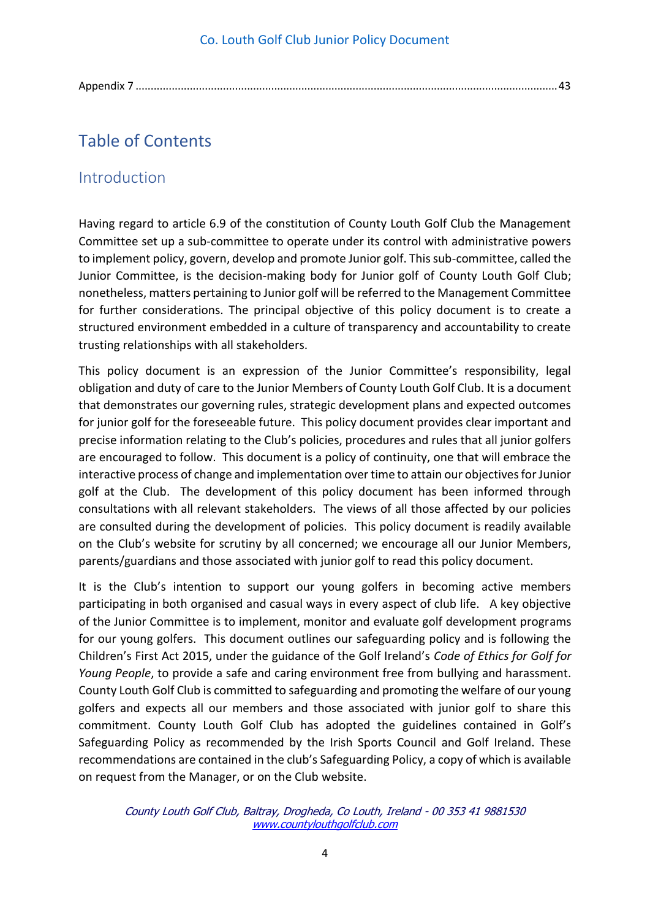Appendix 7 .......................................................................................................................................... 43

# Table of Contents

## Introduction

Having regard to article 6.9 of the constitution of County Louth Golf Club the Management Committee set up a sub-committee to operate under its control with administrative powers to implement policy, govern, develop and promote Junior golf. This sub-committee, called the Junior Committee, is the decision-making body for Junior golf of County Louth Golf Club; nonetheless, matters pertaining to Junior golf will be referred to the Management Committee for further considerations. The principal objective of this policy document is to create a structured environment embedded in a culture of transparency and accountability to create trusting relationships with all stakeholders.

This policy document is an expression of the Junior Committee's responsibility, legal obligation and duty of care to the Junior Members of County Louth Golf Club. It is a document that demonstrates our governing rules, strategic development plans and expected outcomes for junior golf for the foreseeable future. This policy document provides clear important and precise information relating to the Club's policies, procedures and rules that all junior golfers are encouraged to follow. This document is a policy of continuity, one that will embrace the interactive process of change and implementation over time to attain our objectives for Junior golf at the Club. The development of this policy document has been informed through consultations with all relevant stakeholders. The views of all those affected by our policies are consulted during the development of policies. This policy document is readily available on the Club's website for scrutiny by all concerned; we encourage all our Junior Members, parents/guardians and those associated with junior golf to read this policy document.

It is the Club's intention to support our young golfers in becoming active members participating in both organised and casual ways in every aspect of club life. A key objective of the Junior Committee is to implement, monitor and evaluate golf development programs for our young golfers. This document outlines our safeguarding policy and is following the Children's First Act 2015, under the guidance of the Golf Ireland's *Code of Ethics for Golf for Young People*, to provide a safe and caring environment free from bullying and harassment. County Louth Golf Club is committed to safeguarding and promoting the welfare of our young golfers and expects all our members and those associated with junior golf to share this commitment. County Louth Golf Club has adopted the guidelines contained in Golf's Safeguarding Policy as recommended by the Irish Sports Council and Golf Ireland. These recommendations are contained in the club's Safeguarding Policy, a copy of which is available on request from the Manager, or on the Club website.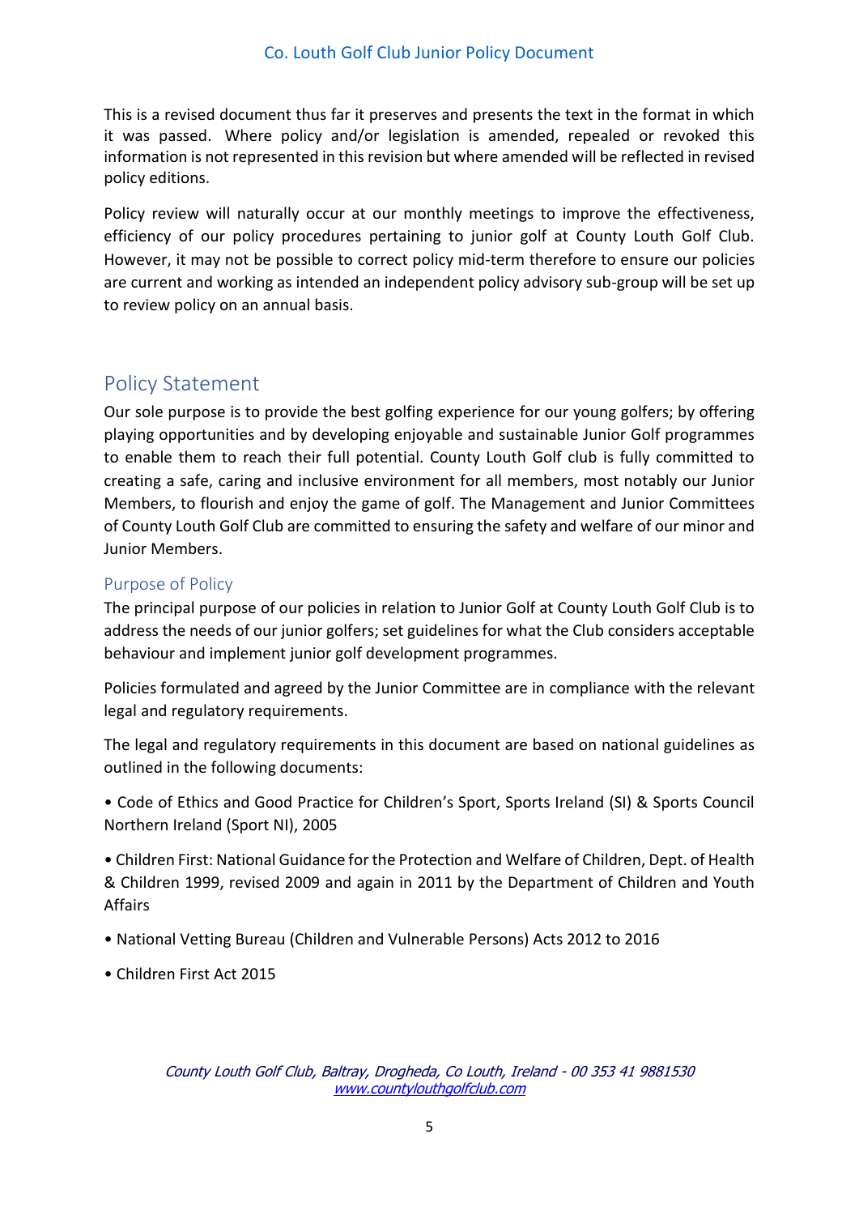This is a revised document thus far it preserves and presents the text in the format in which it was passed. Where policy and/or legislation is amended, repealed or revoked this information is not represented in this revision but where amended will be reflected in revised policy editions.

Policy review will naturally occur at our monthly meetings to improve the effectiveness, efficiency of our policy procedures pertaining to junior golf at County Louth Golf Club. However, it may not be possible to correct policy mid-term therefore to ensure our policies are current and working as intended an independent policy advisory sub-group will be set up to review policy on an annual basis.

## Policy Statement

Our sole purpose is to provide the best golfing experience for our young golfers; by offering playing opportunities and by developing enjoyable and sustainable Junior Golf programmes to enable them to reach their full potential. County Louth Golf club is fully committed to creating a safe, caring and inclusive environment for all members, most notably our Junior Members, to flourish and enjoy the game of golf. The Management and Junior Committees of County Louth Golf Club are committed to ensuring the safety and welfare of our minor and Junior Members.

### Purpose of Policy

The principal purpose of our policies in relation to Junior Golf at County Louth Golf Club is to address the needs of our junior golfers; set guidelines for what the Club considers acceptable behaviour and implement junior golf development programmes.

Policies formulated and agreed by the Junior Committee are in compliance with the relevant legal and regulatory requirements.

The legal and regulatory requirements in this document are based on national guidelines as outlined in the following documents:

• Code of Ethics and Good Practice for Children's Sport, Sports Ireland (SI) & Sports Council Northern Ireland (Sport NI), 2005

• Children First: National Guidance for the Protection and Welfare of Children, Dept. of Health & Children 1999, revised 2009 and again in 2011 by the Department of Children and Youth Affairs

• National Vetting Bureau (Children and Vulnerable Persons) Acts 2012 to 2016

• Children First Act 2015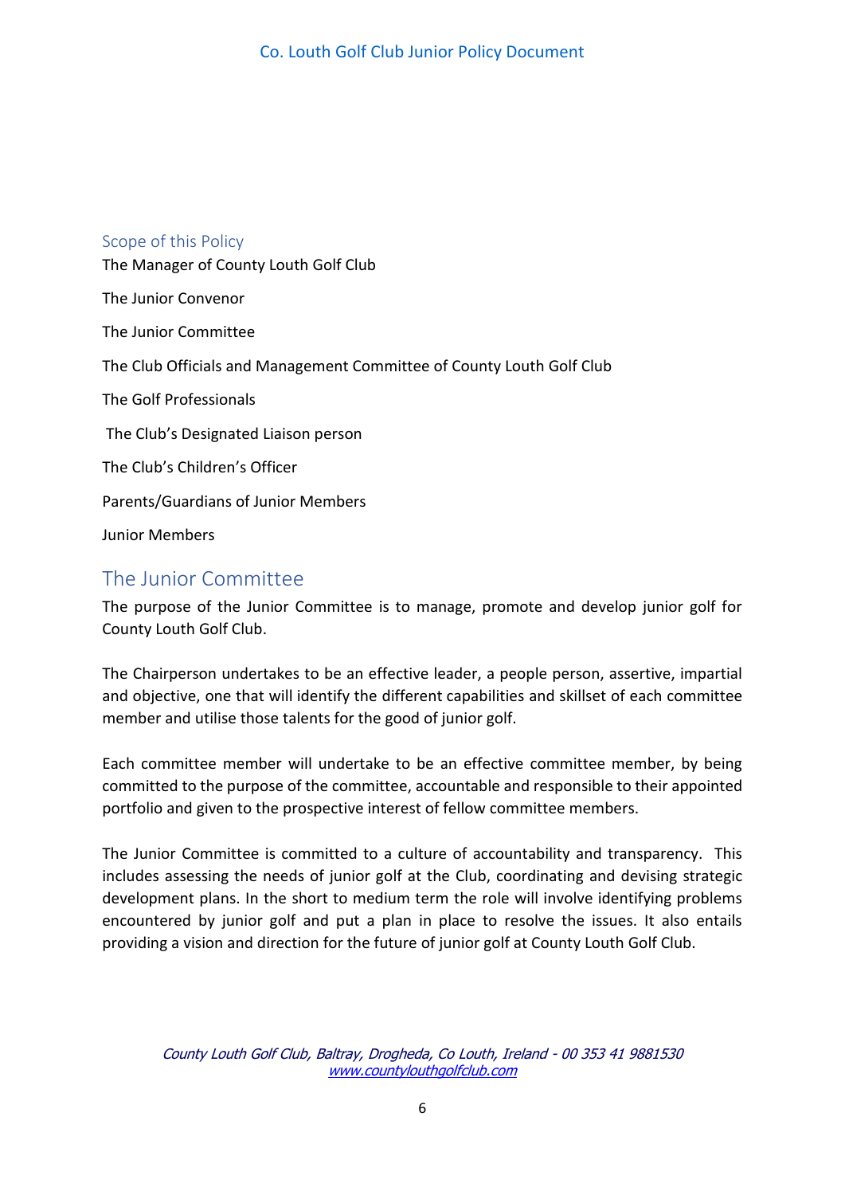### Scope of this Policy

The Manager of County Louth Golf Club

The Junior Convenor

The Junior Committee

The Club Officials and Management Committee of County Louth Golf Club

The Golf Professionals

The Club's Designated Liaison person

The Club's Children's Officer

Parents/Guardians of Junior Members

Junior Members

## The Junior Committee

The purpose of the Junior Committee is to manage, promote and develop junior golf for County Louth Golf Club.

The Chairperson undertakes to be an effective leader, a people person, assertive, impartial and objective, one that will identify the different capabilities and skillset of each committee member and utilise those talents for the good of junior golf.

Each committee member will undertake to be an effective committee member, by being committed to the purpose of the committee, accountable and responsible to their appointed portfolio and given to the prospective interest of fellow committee members.

The Junior Committee is committed to a culture of accountability and transparency. This includes assessing the needs of junior golf at the Club, coordinating and devising strategic development plans. In the short to medium term the role will involve identifying problems encountered by junior golf and put a plan in place to resolve the issues. It also entails providing a vision and direction for the future of junior golf at County Louth Golf Club.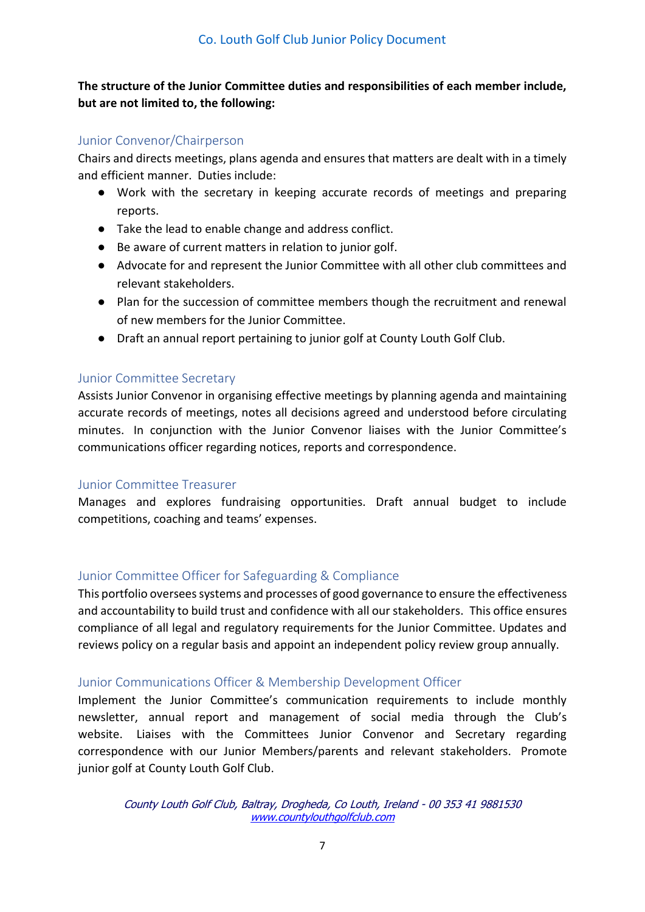**The structure of the Junior Committee duties and responsibilities of each member include, but are not limited to, the following:**

## Junior Convenor/Chairperson

Chairs and directs meetings, plans agenda and ensures that matters are dealt with in a timely and efficient manner. Duties include:

- Work with the secretary in keeping accurate records of meetings and preparing reports.
- Take the lead to enable change and address conflict.
- Be aware of current matters in relation to junior golf.
- Advocate for and represent the Junior Committee with all other club committees and relevant stakeholders.
- Plan for the succession of committee members though the recruitment and renewal of new members for the Junior Committee.
- Draft an annual report pertaining to junior golf at County Louth Golf Club.

## Junior Committee Secretary

Assists Junior Convenor in organising effective meetings by planning agenda and maintaining accurate records of meetings, notes all decisions agreed and understood before circulating minutes. In conjunction with the Junior Convenor liaises with the Junior Committee's communications officer regarding notices, reports and correspondence.

## Junior Committee Treasurer

Manages and explores fundraising opportunities. Draft annual budget to include competitions, coaching and teams' expenses.

## Junior Committee Officer for Safeguarding & Compliance

This portfolio oversees systems and processes of good governance to ensure the effectiveness and accountability to build trust and confidence with all our stakeholders. This office ensures compliance of all legal and regulatory requirements for the Junior Committee. Updates and reviews policy on a regular basis and appoint an independent policy review group annually.

## Junior Communications Officer & Membership Development Officer

Implement the Junior Committee's communication requirements to include monthly newsletter, annual report and management of social media through the Club's website. Liaises with the Committees Junior Convenor and Secretary regarding correspondence with our Junior Members/parents and relevant stakeholders. Promote junior golf at County Louth Golf Club.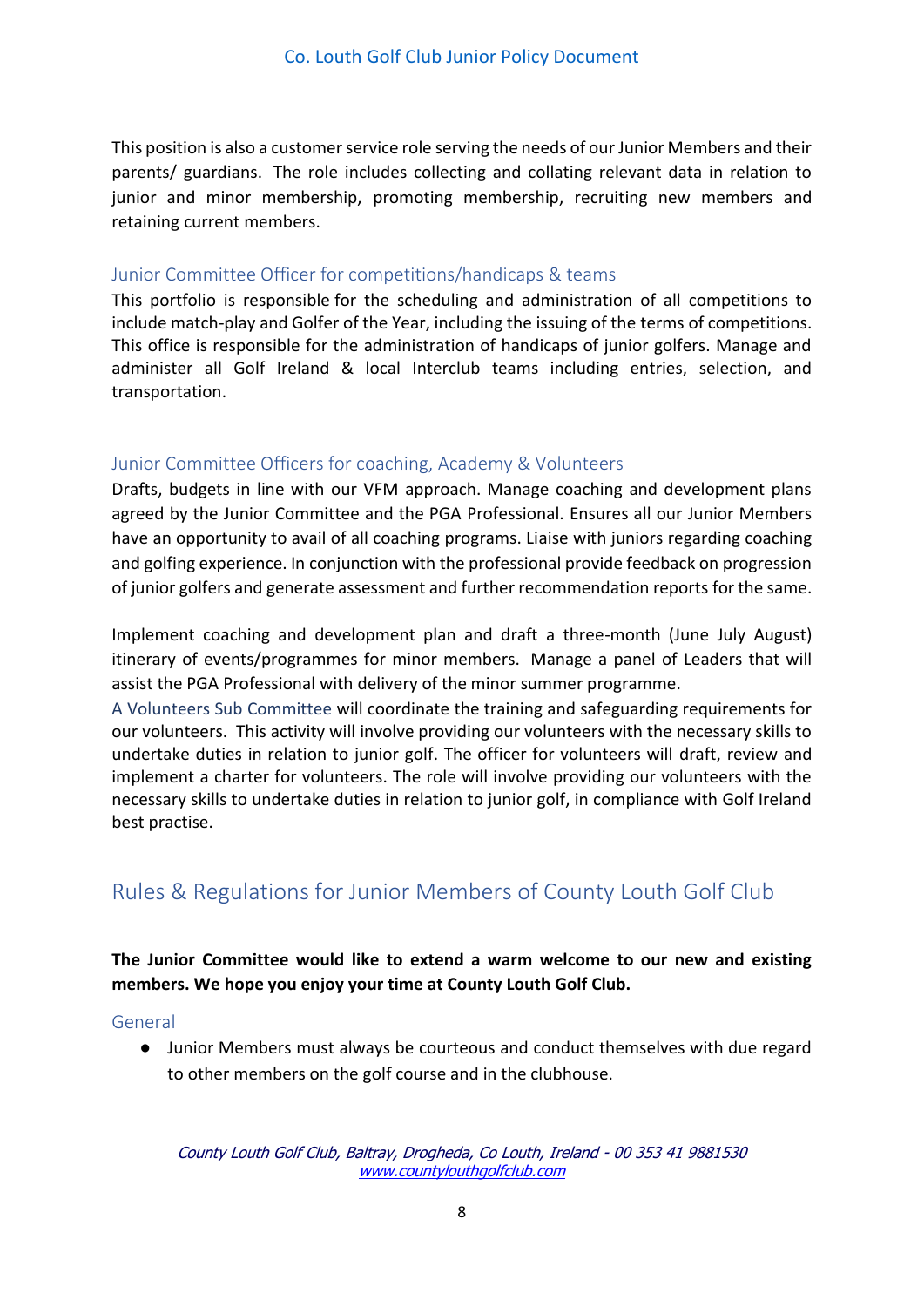This position is also a customer service role serving the needs of our Junior Members and their parents/ guardians. The role includes collecting and collating relevant data in relation to junior and minor membership, promoting membership, recruiting new members and retaining current members.

### Junior Committee Officer for competitions/handicaps & teams

This portfolio is responsible for the scheduling and administration of all competitions to include match-play and Golfer of the Year, including the issuing of the terms of competitions. This office is responsible for the administration of handicaps of junior golfers. Manage and administer all Golf Ireland & local Interclub teams including entries, selection, and transportation.

### Junior Committee Officers for coaching, Academy & Volunteers

Drafts, budgets in line with our VFM approach. Manage coaching and development plans agreed by the Junior Committee and the PGA Professional. Ensures all our Junior Members have an opportunity to avail of all coaching programs. Liaise with juniors regarding coaching and golfing experience. In conjunction with the professional provide feedback on progression of junior golfers and generate assessment and further recommendation reports for the same.

Implement coaching and development plan and draft a three-month (June July August) itinerary of events/programmes for minor members. Manage a panel of Leaders that will assist the PGA Professional with delivery of the minor summer programme.

A Volunteers Sub Committee will coordinate the training and safeguarding requirements for our volunteers. This activity will involve providing our volunteers with the necessary skills to undertake duties in relation to junior golf. The officer for volunteers will draft, review and implement a charter for volunteers. The role will involve providing our volunteers with the necessary skills to undertake duties in relation to junior golf, in compliance with Golf Ireland best practise.

## Rules & Regulations for Junior Members of County Louth Golf Club

**The Junior Committee would like to extend a warm welcome to our new and existing members. We hope you enjoy your time at County Louth Golf Club.**

### General

- Junior Members must always be courteous and conduct themselves with due regard to other members on the golf course and in the clubhouse.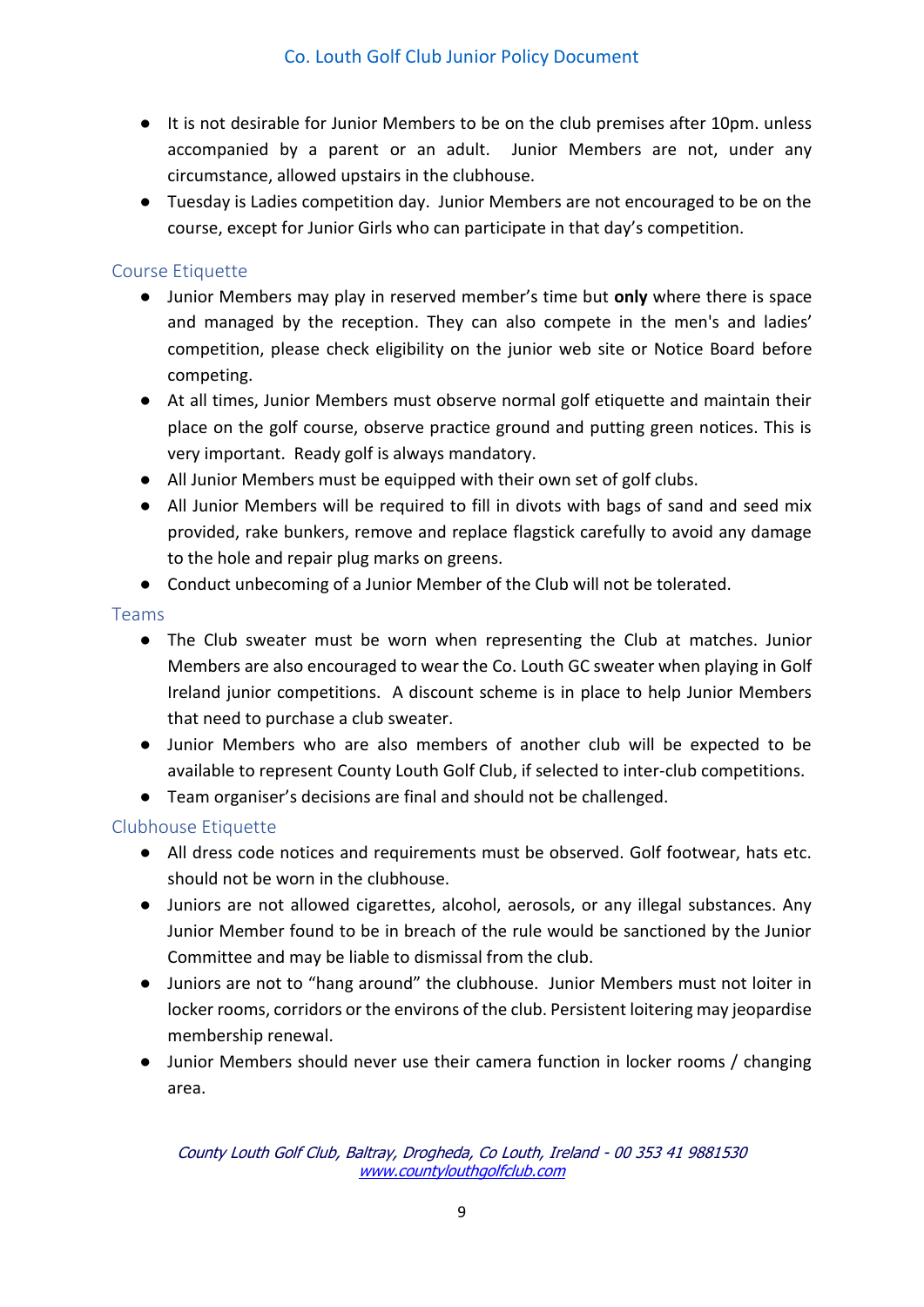- It is not desirable for Junior Members to be on the club premises after 10pm. unless accompanied by a parent or an adult. Junior Members are not, under any circumstance, allowed upstairs in the clubhouse.
- Tuesday is Ladies competition day. Junior Members are not encouraged to be on the course, except for Junior Girls who can participate in that day's competition.

## Course Etiquette

- Junior Members may play in reserved member's time but **only** where there is space and managed by the reception. They can also compete in the men's and ladies' competition, please check eligibility on the junior web site or Notice Board before competing.
- At all times, Junior Members must observe normal golf etiquette and maintain their place on the golf course, observe practice ground and putting green notices. This is very important. Ready golf is always mandatory.
- All Junior Members must be equipped with their own set of golf clubs.
- All Junior Members will be required to fill in divots with bags of sand and seed mix provided, rake bunkers, remove and replace flagstick carefully to avoid any damage to the hole and repair plug marks on greens.
- Conduct unbecoming of a Junior Member of the Club will not be tolerated.

## Teams

- The Club sweater must be worn when representing the Club at matches. Junior Members are also encouraged to wear the Co. Louth GC sweater when playing in Golf Ireland junior competitions. A discount scheme is in place to help Junior Members that need to purchase a club sweater.
- Junior Members who are also members of another club will be expected to be available to represent County Louth Golf Club, if selected to inter-club competitions.
- Team organiser's decisions are final and should not be challenged.

## Clubhouse Etiquette

- All dress code notices and requirements must be observed. Golf footwear, hats etc. should not be worn in the clubhouse.
- Juniors are not allowed cigarettes, alcohol, aerosols, or any illegal substances. Any Junior Member found to be in breach of the rule would be sanctioned by the Junior Committee and may be liable to dismissal from the club.
- Juniors are not to "hang around" the clubhouse. Junior Members must not loiter in locker rooms, corridors or the environs of the club. Persistent loitering may jeopardise membership renewal.
- Junior Members should never use their camera function in locker rooms / changing area.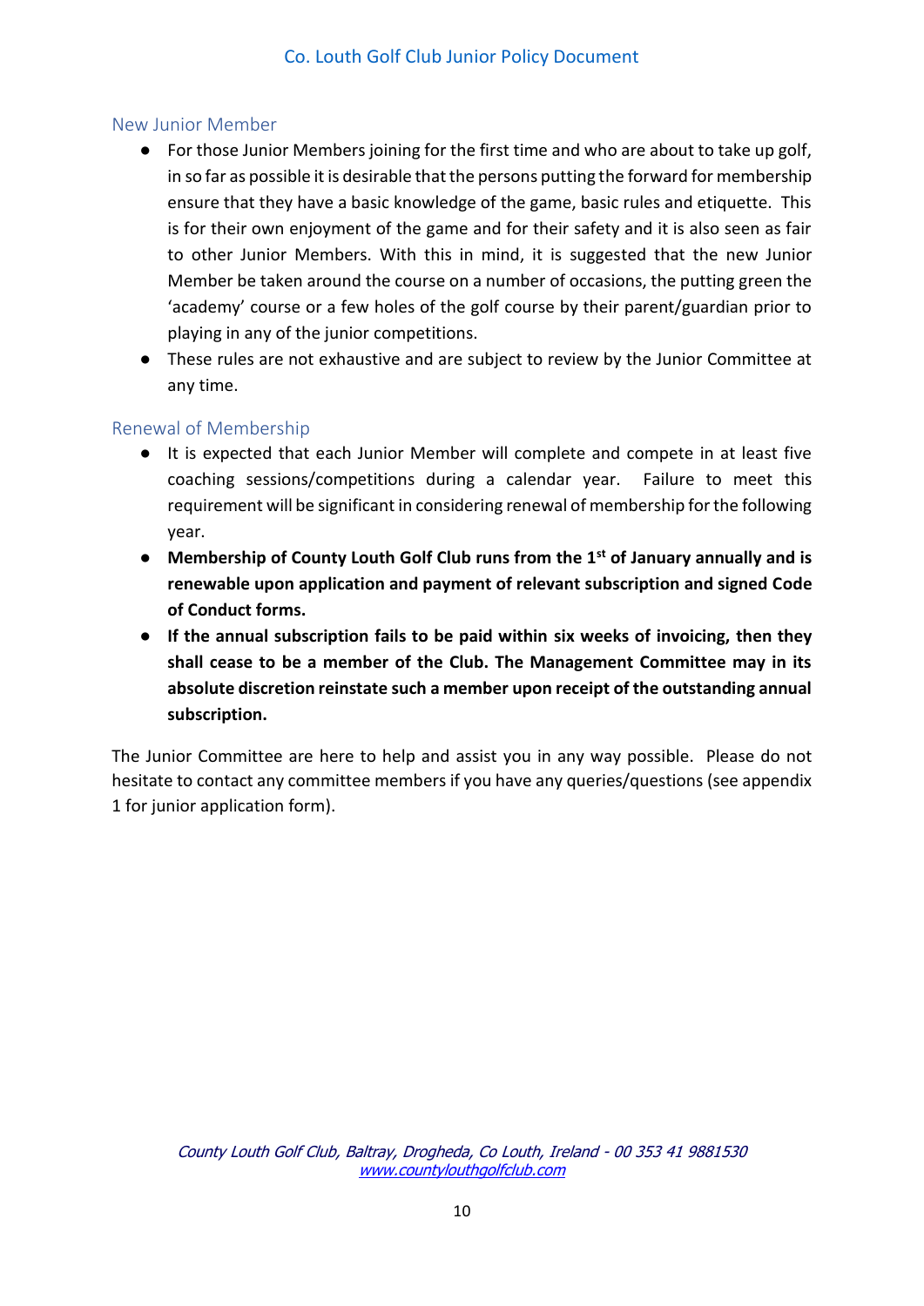## New Junior Member

- For those Junior Members joining for the first time and who are about to take up golf, in so far as possible it is desirable that the persons putting the forward for membership ensure that they have a basic knowledge of the game, basic rules and etiquette. This is for their own enjoyment of the game and for their safety and it is also seen as fair to other Junior Members. With this in mind, it is suggested that the new Junior Member be taken around the course on a number of occasions, the putting green the 'academy' course or a few holes of the golf course by their parent/guardian prior to playing in any of the junior competitions.
- These rules are not exhaustive and are subject to review by the Junior Committee at any time.

## Renewal of Membership

- It is expected that each Junior Member will complete and compete in at least five coaching sessions/competitions during a calendar year. Failure to meet this requirement will be significant in considering renewal of membership for the following year.
- **Membership of County Louth Golf Club runs from the 1st of January annually and is renewable upon application and payment of relevant subscription and signed Code of Conduct forms.**
- **If the annual subscription fails to be paid within six weeks of invoicing, then they shall cease to be a member of the Club. The Management Committee may in its absolute discretion reinstate such a member upon receipt of the outstanding annual subscription.**

The Junior Committee are here to help and assist you in any way possible. Please do not hesitate to contact any committee members if you have any queries/questions (see appendix 1 for junior application form).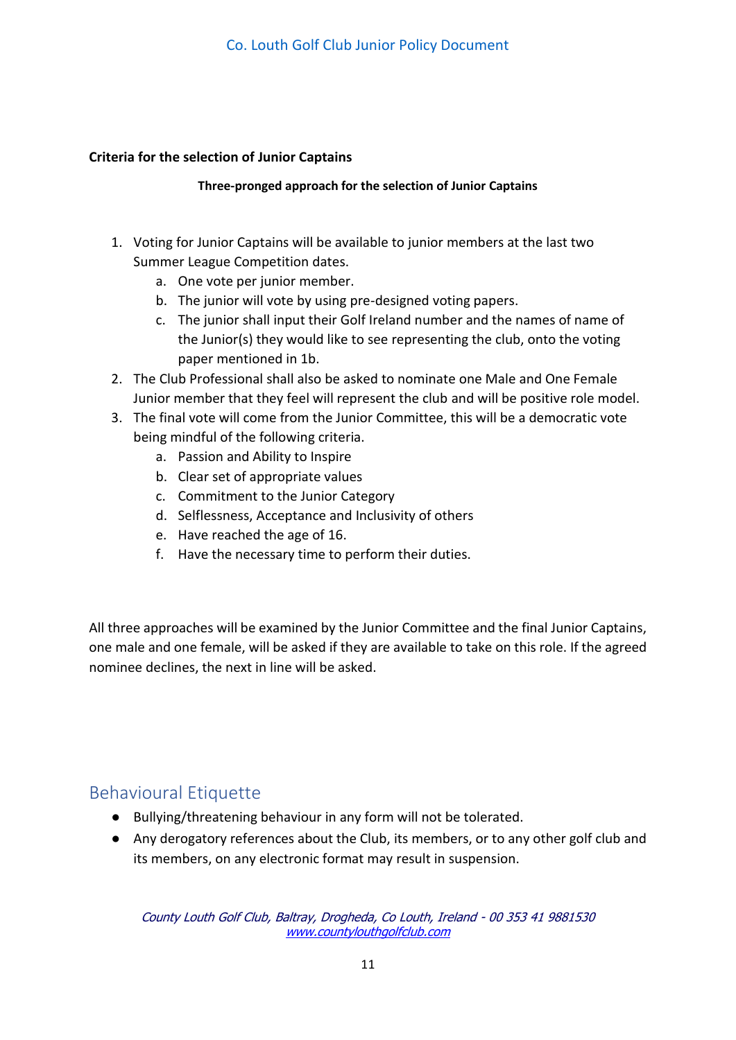**Criteria for the selection of Junior Captains**

**Three-pronged approach for the selection of Junior Captains**

1. Voting for Junior Captains will be available to junior members at the last two Summer League Competition dates.
    a. One vote per junior member.
    b. The junior will vote by using pre-designed voting papers.
    c. The junior shall input their Golf Ireland number and the names of name of the Junior(s) they would like to see representing the club, onto the voting paper mentioned in 1b.
2. The Club Professional shall also be asked to nominate one Male and One Female Junior member that they feel will represent the club and will be positive role model.
3. The final vote will come from the Junior Committee, this will be a democratic vote being mindful of the following criteria.
    a. Passion and Ability to Inspire
    b. Clear set of appropriate values
    c. Commitment to the Junior Category
    d. Selflessness, Acceptance and Inclusivity of others
    e. Have reached the age of 16.
    f. Have the necessary time to perform their duties.

All three approaches will be examined by the Junior Committee and the final Junior Captains, one male and one female, will be asked if they are available to take on this role. If the agreed nominee declines, the next in line will be asked.

## Behavioural Etiquette

- Bullying/threatening behaviour in any form will not be tolerated.
- Any derogatory references about the Club, its members, or to any other golf club and its members, on any electronic format may result in suspension.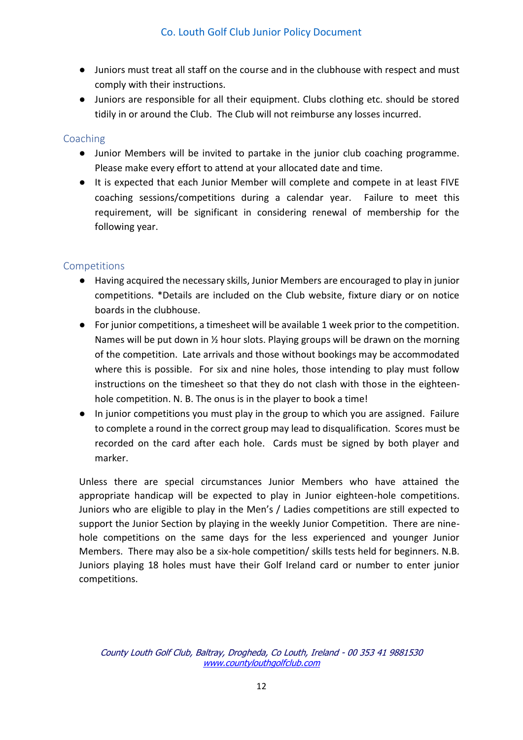- Juniors must treat all staff on the course and in the clubhouse with respect and must comply with their instructions.
- Juniors are responsible for all their equipment. Clubs clothing etc. should be stored tidily in or around the Club. The Club will not reimburse any losses incurred.

## Coaching

- Junior Members will be invited to partake in the junior club coaching programme. Please make every effort to attend at your allocated date and time.
- It is expected that each Junior Member will complete and compete in at least FIVE coaching sessions/competitions during a calendar year. Failure to meet this requirement, will be significant in considering renewal of membership for the following year.

## Competitions

- Having acquired the necessary skills, Junior Members are encouraged to play in junior competitions. *Details are included on the Club website, fixture diary or on notice boards in the clubhouse.
- For junior competitions, a timesheet will be available 1 week prior to the competition. Names will be put down in ½ hour slots. Playing groups will be drawn on the morning of the competition. Late arrivals and those without bookings may be accommodated where this is possible. For six and nine holes, those intending to play must follow instructions on the timesheet so that they do not clash with those in the eighteen-hole competition. N. B. The onus is in the player to book a time!
- In junior competitions you must play in the group to which you are assigned. Failure to complete a round in the correct group may lead to disqualification. Scores must be recorded on the card after each hole. Cards must be signed by both player and marker.

Unless there are special circumstances Junior Members who have attained the appropriate handicap will be expected to play in Junior eighteen-hole competitions. Juniors who are eligible to play in the Men's / Ladies competitions are still expected to support the Junior Section by playing in the weekly Junior Competition. There are nine-hole competitions on the same days for the less experienced and younger Junior Members. There may also be a six-hole competition/ skills tests held for beginners. N.B. Juniors playing 18 holes must have their Golf Ireland card or number to enter junior competitions.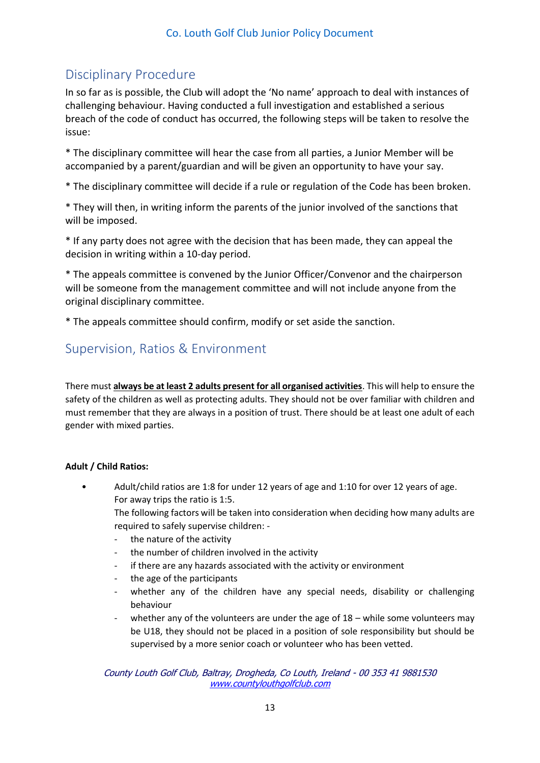## Disciplinary Procedure

In so far as is possible, the Club will adopt the 'No name' approach to deal with instances of challenging behaviour. Having conducted a full investigation and established a serious breach of the code of conduct has occurred, the following steps will be taken to resolve the issue:

* The disciplinary committee will hear the case from all parties, a Junior Member will be accompanied by a parent/guardian and will be given an opportunity to have your say.

* The disciplinary committee will decide if a rule or regulation of the Code has been broken.

* They will then, in writing inform the parents of the junior involved of the sanctions that will be imposed.

* If any party does not agree with the decision that has been made, they can appeal the decision in writing within a 10-day period.

* The appeals committee is convened by the Junior Officer/Convenor and the chairperson will be someone from the management committee and will not include anyone from the original disciplinary committee.

* The appeals committee should confirm, modify or set aside the sanction.

## Supervision, Ratios & Environment

There must **always be at least 2 adults present for all organised activities**. This will help to ensure the safety of the children as well as protecting adults. They should not be over familiar with children and must remember that they are always in a position of trust. There should be at least one adult of each gender with mixed parties.

**Adult / Child Ratios:**

- Adult/child ratios are 1:8 for under 12 years of age and 1:10 for over 12 years of age. For away trips the ratio is 1:5.
  The following factors will be taken into consideration when deciding how many adults are required to safely supervise children: -
  - the nature of the activity
  - the number of children involved in the activity
  - if there are any hazards associated with the activity or environment
  - the age of the participants
  - whether any of the children have any special needs, disability or challenging behaviour
  - whether any of the volunteers are under the age of 18 – while some volunteers may be U18, they should not be placed in a position of sole responsibility but should be supervised by a more senior coach or volunteer who has been vetted.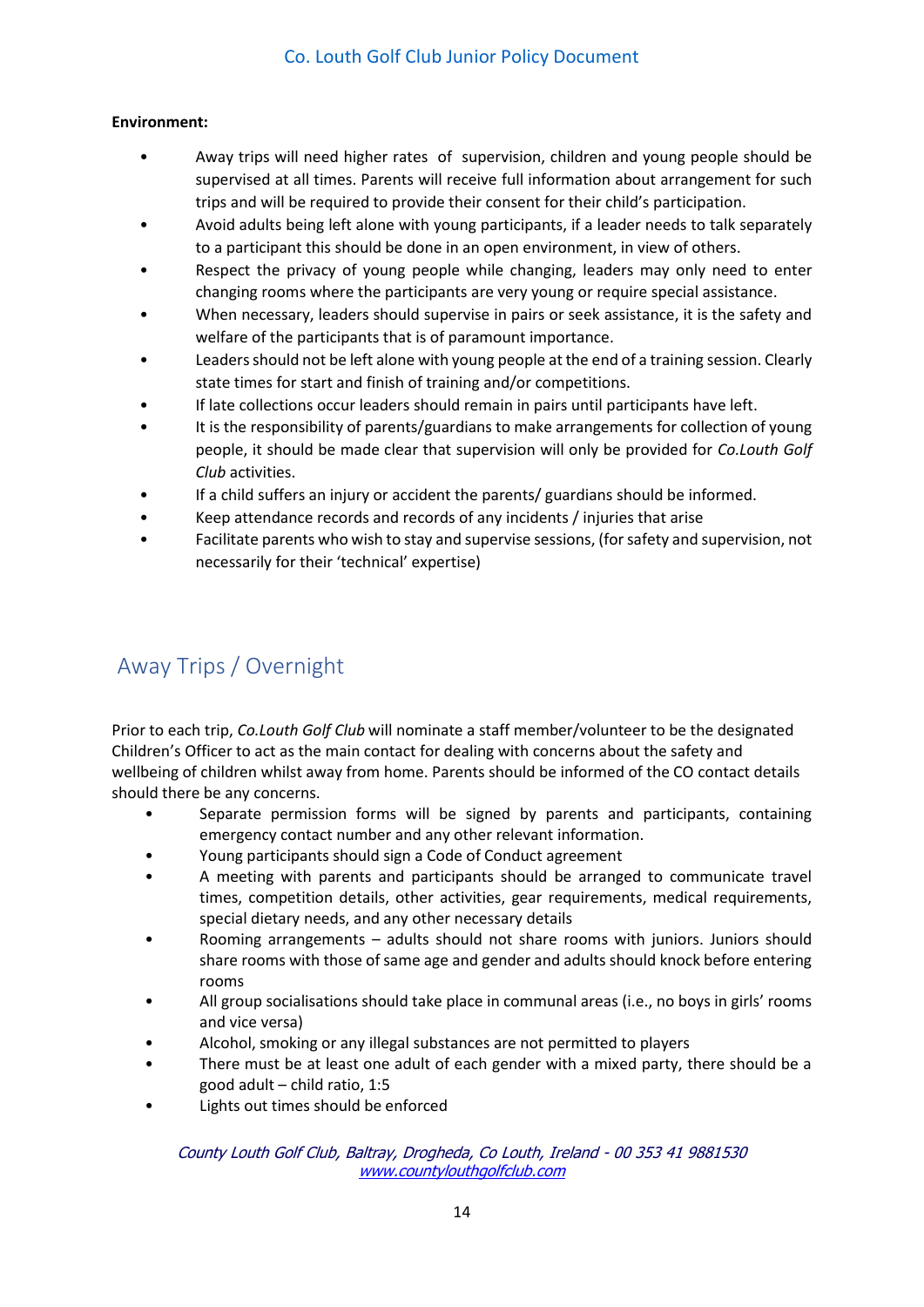**Environment:**

- Away trips will need higher rates of supervision, children and young people should be supervised at all times. Parents will receive full information about arrangement for such trips and will be required to provide their consent for their child's participation.
- Avoid adults being left alone with young participants, if a leader needs to talk separately to a participant this should be done in an open environment, in view of others.
- Respect the privacy of young people while changing, leaders may only need to enter changing rooms where the participants are very young or require special assistance.
- When necessary, leaders should supervise in pairs or seek assistance, it is the safety and welfare of the participants that is of paramount importance.
- Leaders should not be left alone with young people at the end of a training session. Clearly state times for start and finish of training and/or competitions.
- If late collections occur leaders should remain in pairs until participants have left.
- It is the responsibility of parents/guardians to make arrangements for collection of young people, it should be made clear that supervision will only be provided for *Co.Louth Golf Club* activities.
- If a child suffers an injury or accident the parents/ guardians should be informed.
- Keep attendance records and records of any incidents / injuries that arise
- Facilitate parents who wish to stay and supervise sessions, (for safety and supervision, not necessarily for their 'technical' expertise)

## Away Trips / Overnight

Prior to each trip, *Co.Louth Golf Club* will nominate a staff member/volunteer to be the designated Children's Officer to act as the main contact for dealing with concerns about the safety and wellbeing of children whilst away from home. Parents should be informed of the CO contact details should there be any concerns.

- Separate permission forms will be signed by parents and participants, containing emergency contact number and any other relevant information.
- Young participants should sign a Code of Conduct agreement
- A meeting with parents and participants should be arranged to communicate travel times, competition details, other activities, gear requirements, medical requirements, special dietary needs, and any other necessary details
- Rooming arrangements – adults should not share rooms with juniors. Juniors should share rooms with those of same age and gender and adults should knock before entering rooms
- All group socialisations should take place in communal areas (i.e., no boys in girls' rooms and vice versa)
- Alcohol, smoking or any illegal substances are not permitted to players
- There must be at least one adult of each gender with a mixed party, there should be a good adult – child ratio, 1:5
- Lights out times should be enforced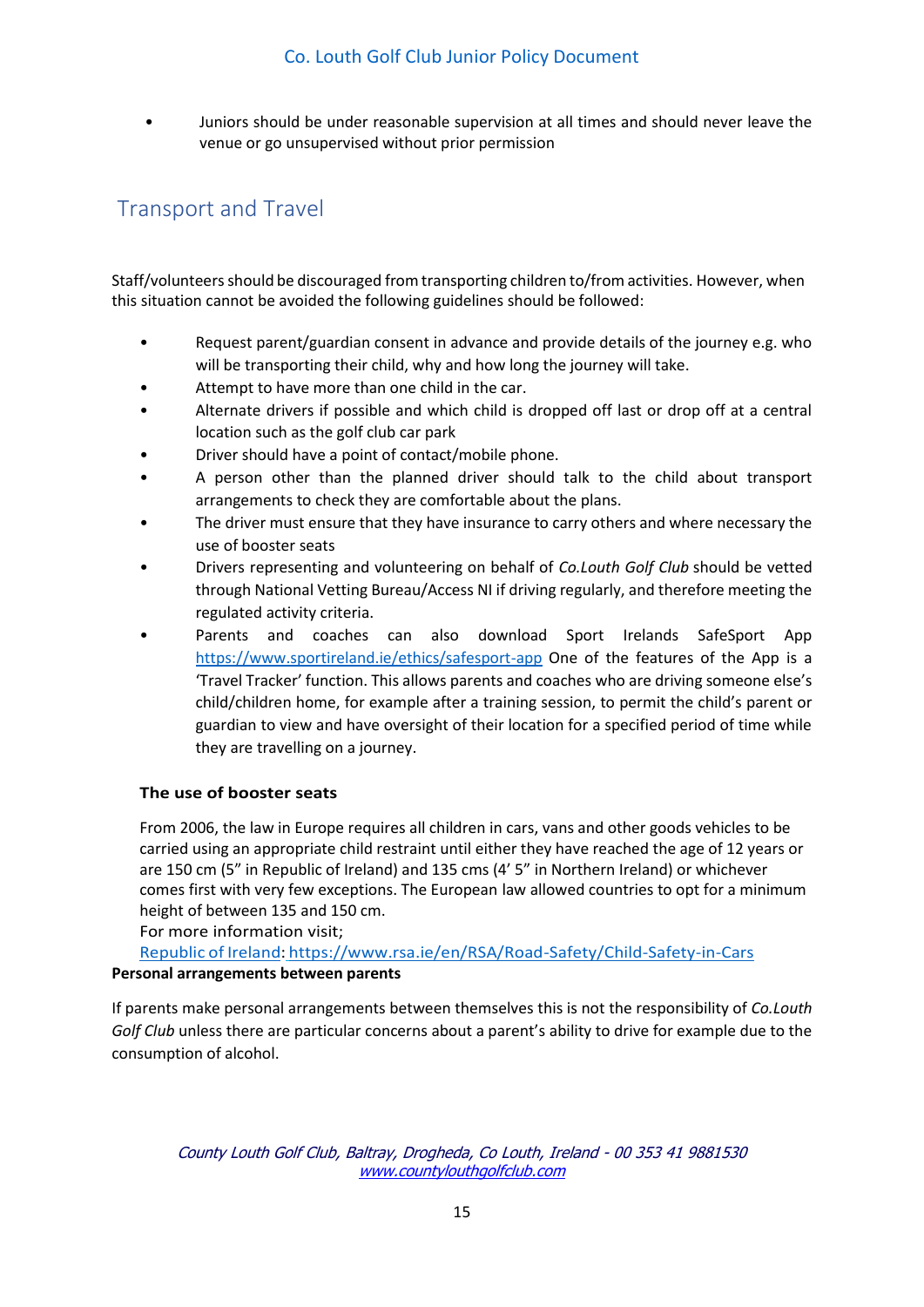- Juniors should be under reasonable supervision at all times and should never leave the venue or go unsupervised without prior permission

## Transport and Travel

Staff/volunteers should be discouraged from transporting children to/from activities. However, when this situation cannot be avoided the following guidelines should be followed:

- Request parent/guardian consent in advance and provide details of the journey e.g. who will be transporting their child, why and how long the journey will take.
- Attempt to have more than one child in the car.
- Alternate drivers if possible and which child is dropped off last or drop off at a central location such as the golf club car park
- Driver should have a point of contact/mobile phone.
- A person other than the planned driver should talk to the child about transport arrangements to check they are comfortable about the plans.
- The driver must ensure that they have insurance to carry others and where necessary the use of booster seats
- Drivers representing and volunteering on behalf of *Co.Louth Golf Club* should be vetted through National Vetting Bureau/Access NI if driving regularly, and therefore meeting the regulated activity criteria.
- Parents and coaches can also download Sport Irelands SafeSport App https://www.sportireland.ie/ethics/safesport-app One of the features of the App is a 'Travel Tracker' function. This allows parents and coaches who are driving someone else's child/children home, for example after a training session, to permit the child's parent or guardian to view and have oversight of their location for a specified period of time while they are travelling on a journey.

### The use of booster seats

From 2006, the law in Europe requires all children in cars, vans and other goods vehicles to be carried using an appropriate child restraint until either they have reached the age of 12 years or are 150 cm (5" in Republic of Ireland) and 135 cms (4' 5" in Northern Ireland) or whichever comes first with very few exceptions. The European law allowed countries to opt for a minimum height of between 135 and 150 cm.

For more information visit;

Republic of Ireland: https://www.rsa.ie/en/RSA/Road-Safety/Child-Safety-in-Cars

**Personal arrangements between parents**

If parents make personal arrangements between themselves this is not the responsibility of *Co.Louth Golf Club* unless there are particular concerns about a parent's ability to drive for example due to the consumption of alcohol.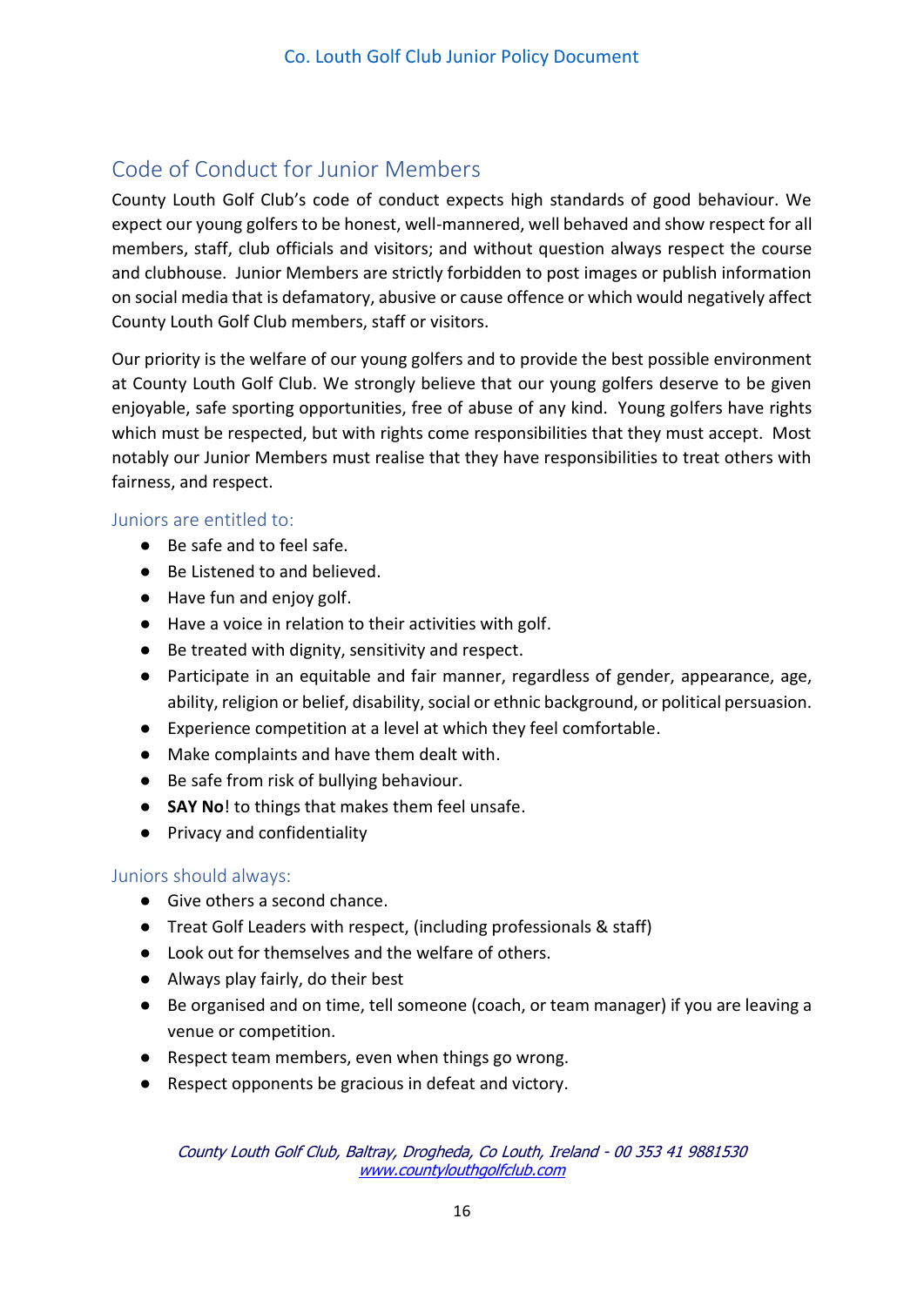## Code of Conduct for Junior Members

County Louth Golf Club's code of conduct expects high standards of good behaviour. We expect our young golfers to be honest, well-mannered, well behaved and show respect for all members, staff, club officials and visitors; and without question always respect the course and clubhouse. Junior Members are strictly forbidden to post images or publish information on social media that is defamatory, abusive or cause offence or which would negatively affect County Louth Golf Club members, staff or visitors.

Our priority is the welfare of our young golfers and to provide the best possible environment at County Louth Golf Club. We strongly believe that our young golfers deserve to be given enjoyable, safe sporting opportunities, free of abuse of any kind. Young golfers have rights which must be respected, but with rights come responsibilities that they must accept. Most notably our Junior Members must realise that they have responsibilities to treat others with fairness, and respect.

### Juniors are entitled to:

- Be safe and to feel safe.
- Be Listened to and believed.
- Have fun and enjoy golf.
- Have a voice in relation to their activities with golf.
- Be treated with dignity, sensitivity and respect.
- Participate in an equitable and fair manner, regardless of gender, appearance, age, ability, religion or belief, disability, social or ethnic background, or political persuasion.
- Experience competition at a level at which they feel comfortable.
- Make complaints and have them dealt with.
- Be safe from risk of bullying behaviour.
- **SAY No**! to things that makes them feel unsafe.
- Privacy and confidentiality

### Juniors should always:

- Give others a second chance.
- Treat Golf Leaders with respect, (including professionals & staff)
- Look out for themselves and the welfare of others.
- Always play fairly, do their best
- Be organised and on time, tell someone (coach, or team manager) if you are leaving a venue or competition.
- Respect team members, even when things go wrong.
- Respect opponents be gracious in defeat and victory.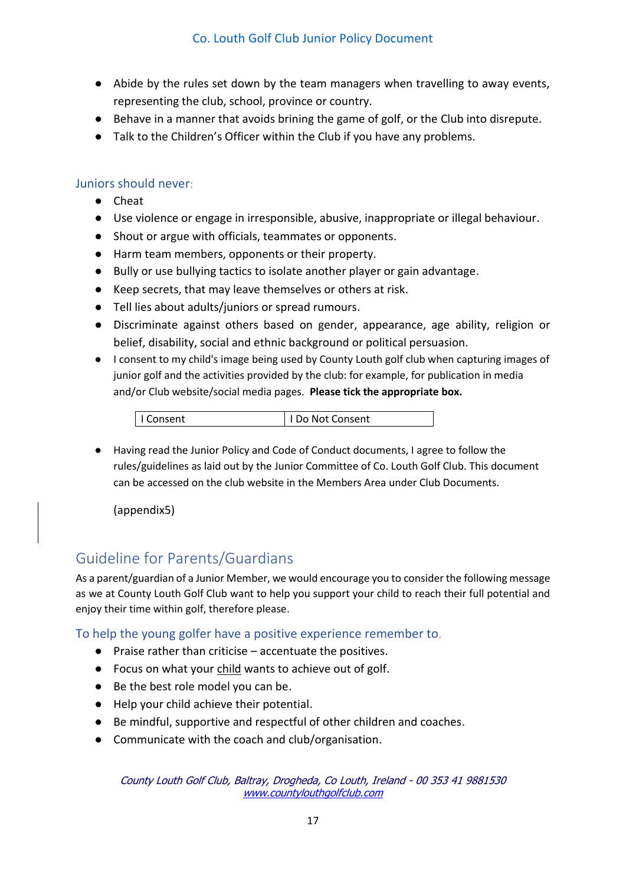- Abide by the rules set down by the team managers when travelling to away events, representing the club, school, province or country.
- Behave in a manner that avoids brining the game of golf, or the Club into disrepute.
- Talk to the Children's Officer within the Club if you have any problems.

### Juniors should never:

- Cheat
- Use violence or engage in irresponsible, abusive, inappropriate or illegal behaviour.
- Shout or argue with officials, teammates or opponents.
- Harm team members, opponents or their property.
- Bully or use bullying tactics to isolate another player or gain advantage.
- Keep secrets, that may leave themselves or others at risk.
- Tell lies about adults/juniors or spread rumours.
- Discriminate against others based on gender, appearance, age ability, religion or belief, disability, social and ethnic background or political persuasion.
- I consent to my child's image being used by County Louth golf club when capturing images of junior golf and the activities provided by the club: for example, for publication in media and/or Club website/social media pages. **Please tick the appropriate box.**

| I Consent | I Do Not Consent |
|---|---|

- Having read the Junior Policy and Code of Conduct documents, I agree to follow the rules/guidelines as laid out by the Junior Committee of Co. Louth Golf Club. This document can be accessed on the club website in the Members Area under Club Documents.

  (appendix5)

## Guideline for Parents/Guardians

As a parent/guardian of a Junior Member, we would encourage you to consider the following message as we at County Louth Golf Club want to help you support your child to reach their full potential and enjoy their time within golf, therefore please.

### To help the young golfer have a positive experience remember to.

- Praise rather than criticise – accentuate the positives.
- Focus on what your child wants to achieve out of golf.
- Be the best role model you can be.
- Help your child achieve their potential.
- Be mindful, supportive and respectful of other children and coaches.
- Communicate with the coach and club/organisation.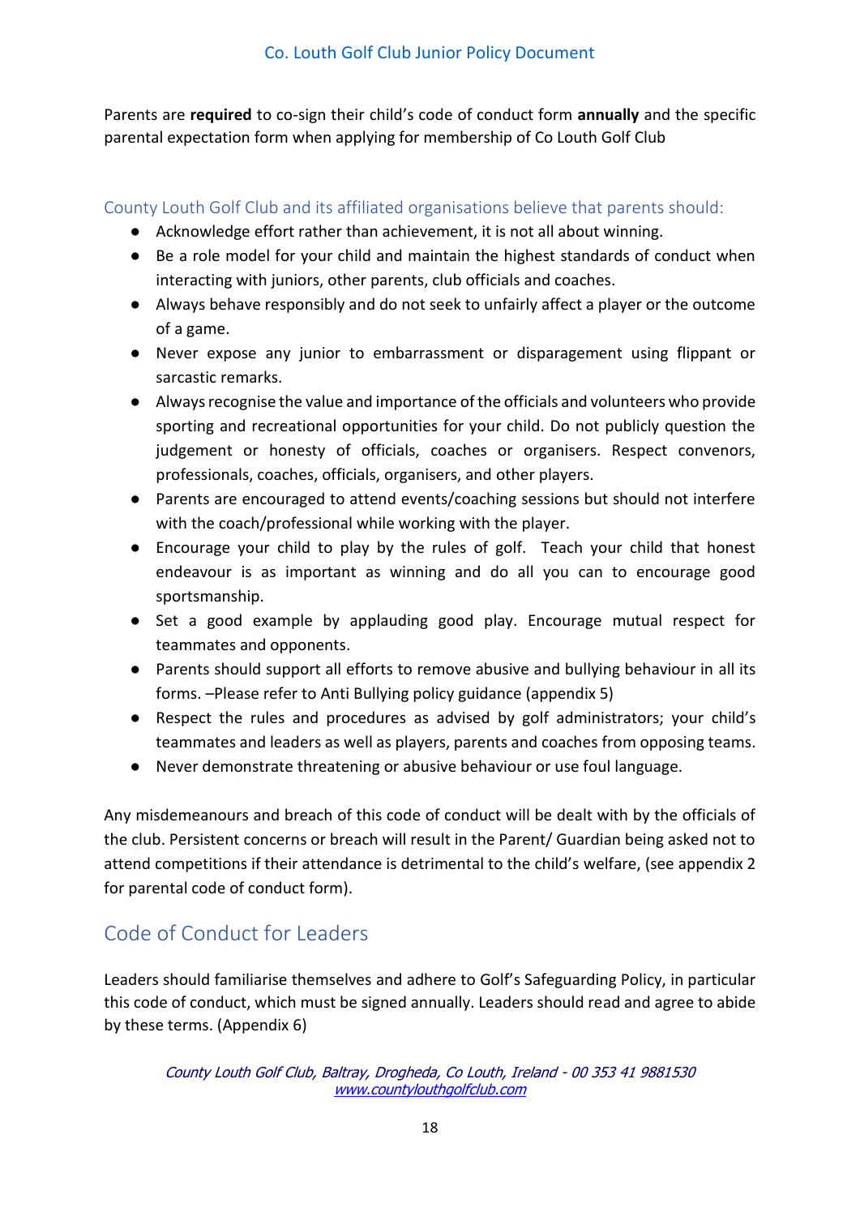Parents are **required** to co-sign their child's code of conduct form **annually** and the specific parental expectation form when applying for membership of Co Louth Golf Club

### County Louth Golf Club and its affiliated organisations believe that parents should:

- Acknowledge effort rather than achievement, it is not all about winning.
- Be a role model for your child and maintain the highest standards of conduct when interacting with juniors, other parents, club officials and coaches.
- Always behave responsibly and do not seek to unfairly affect a player or the outcome of a game.
- Never expose any junior to embarrassment or disparagement using flippant or sarcastic remarks.
- Always recognise the value and importance of the officials and volunteers who provide sporting and recreational opportunities for your child. Do not publicly question the judgement or honesty of officials, coaches or organisers. Respect convenors, professionals, coaches, officials, organisers, and other players.
- Parents are encouraged to attend events/coaching sessions but should not interfere with the coach/professional while working with the player.
- Encourage your child to play by the rules of golf. Teach your child that honest endeavour is as important as winning and do all you can to encourage good sportsmanship.
- Set a good example by applauding good play. Encourage mutual respect for teammates and opponents.
- Parents should support all efforts to remove abusive and bullying behaviour in all its forms. –Please refer to Anti Bullying policy guidance (appendix 5)
- Respect the rules and procedures as advised by golf administrators; your child's teammates and leaders as well as players, parents and coaches from opposing teams.
- Never demonstrate threatening or abusive behaviour or use foul language.

Any misdemeanours and breach of this code of conduct will be dealt with by the officials of the club. Persistent concerns or breach will result in the Parent/ Guardian being asked not to attend competitions if their attendance is detrimental to the child's welfare, (see appendix 2 for parental code of conduct form).

## Code of Conduct for Leaders

Leaders should familiarise themselves and adhere to Golf's Safeguarding Policy, in particular this code of conduct, which must be signed annually. Leaders should read and agree to abide by these terms. (Appendix 6)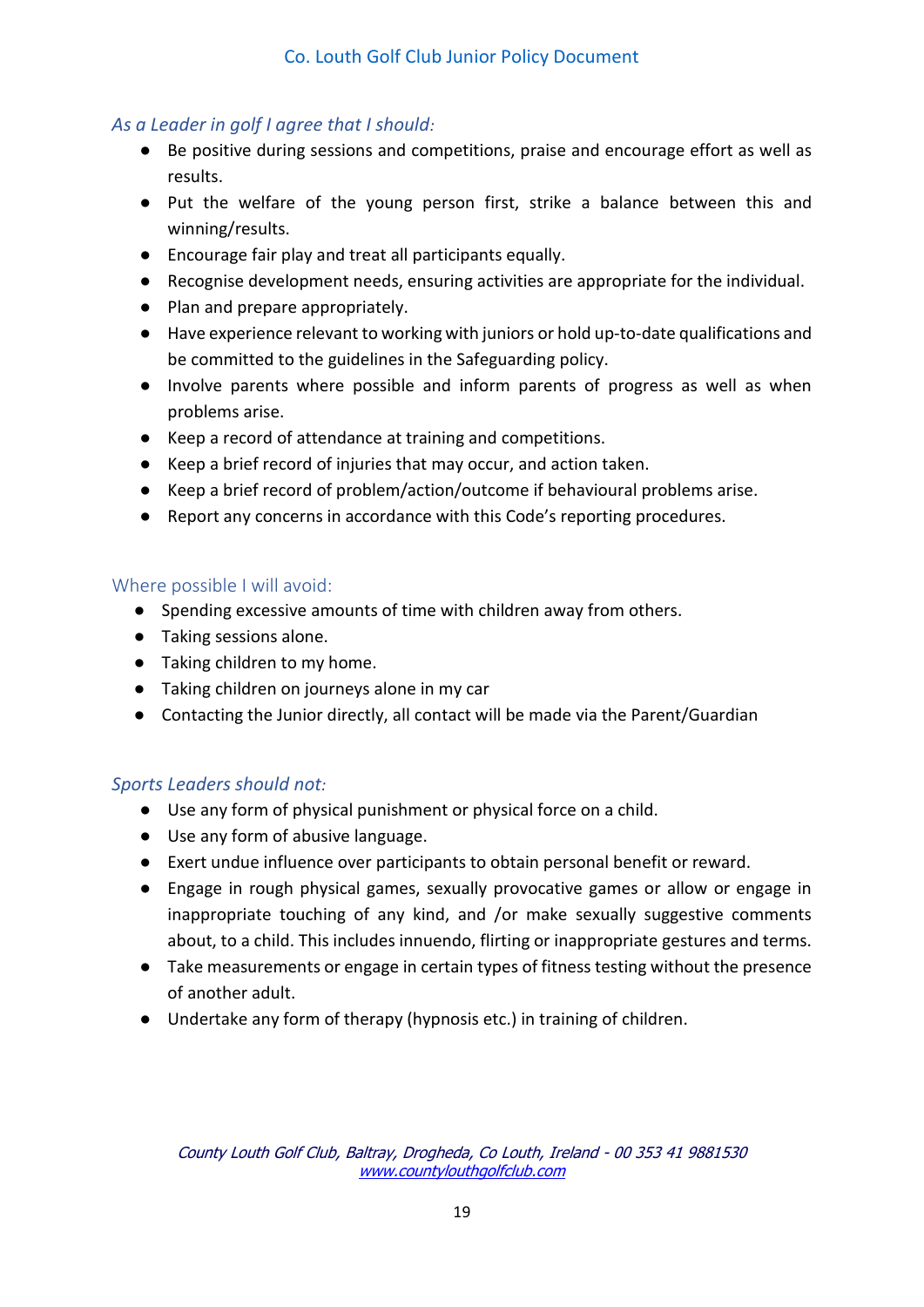### *As a Leader in golf I agree that I should:*

- Be positive during sessions and competitions, praise and encourage effort as well as results.
- Put the welfare of the young person first, strike a balance between this and winning/results.
- Encourage fair play and treat all participants equally.
- Recognise development needs, ensuring activities are appropriate for the individual.
- Plan and prepare appropriately.
- Have experience relevant to working with juniors or hold up-to-date qualifications and be committed to the guidelines in the Safeguarding policy.
- Involve parents where possible and inform parents of progress as well as when problems arise.
- Keep a record of attendance at training and competitions.
- Keep a brief record of injuries that may occur, and action taken.
- Keep a brief record of problem/action/outcome if behavioural problems arise.
- Report any concerns in accordance with this Code's reporting procedures.

### Where possible I will avoid:

- Spending excessive amounts of time with children away from others.
- Taking sessions alone.
- Taking children to my home.
- Taking children on journeys alone in my car
- Contacting the Junior directly, all contact will be made via the Parent/Guardian

### *Sports Leaders should not:*

- Use any form of physical punishment or physical force on a child.
- Use any form of abusive language.
- Exert undue influence over participants to obtain personal benefit or reward.
- Engage in rough physical games, sexually provocative games or allow or engage in inappropriate touching of any kind, and /or make sexually suggestive comments about, to a child. This includes innuendo, flirting or inappropriate gestures and terms.
- Take measurements or engage in certain types of fitness testing without the presence of another adult.
- Undertake any form of therapy (hypnosis etc.) in training of children.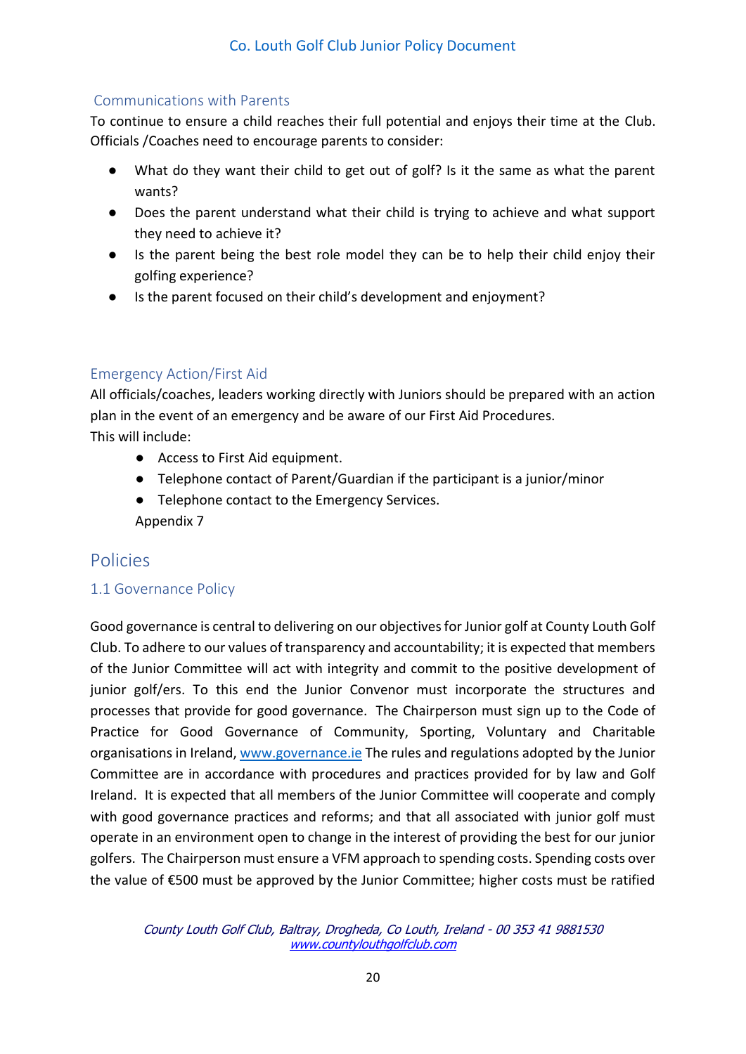## Communications with Parents

To continue to ensure a child reaches their full potential and enjoys their time at the Club. Officials /Coaches need to encourage parents to consider:

- What do they want their child to get out of golf? Is it the same as what the parent wants?
- Does the parent understand what their child is trying to achieve and what support they need to achieve it?
- Is the parent being the best role model they can be to help their child enjoy their golfing experience?
- Is the parent focused on their child's development and enjoyment?

## Emergency Action/First Aid

All officials/coaches, leaders working directly with Juniors should be prepared with an action plan in the event of an emergency and be aware of our First Aid Procedures.
This will include:

- Access to First Aid equipment.
- Telephone contact of Parent/Guardian if the participant is a junior/minor
- Telephone contact to the Emergency Services.

Appendix 7

# Policies

## 1.1 Governance Policy

Good governance is central to delivering on our objectives for Junior golf at County Louth Golf Club. To adhere to our values of transparency and accountability; it is expected that members of the Junior Committee will act with integrity and commit to the positive development of junior golf/ers. To this end the Junior Convenor must incorporate the structures and processes that provide for good governance. The Chairperson must sign up to the Code of Practice for Good Governance of Community, Sporting, Voluntary and Charitable organisations in Ireland, [www.governance.ie](http://www.governance.ie) The rules and regulations adopted by the Junior Committee are in accordance with procedures and practices provided for by law and Golf Ireland. It is expected that all members of the Junior Committee will cooperate and comply with good governance practices and reforms; and that all associated with junior golf must operate in an environment open to change in the interest of providing the best for our junior golfers. The Chairperson must ensure a VFM approach to spending costs. Spending costs over the value of €500 must be approved by the Junior Committee; higher costs must be ratified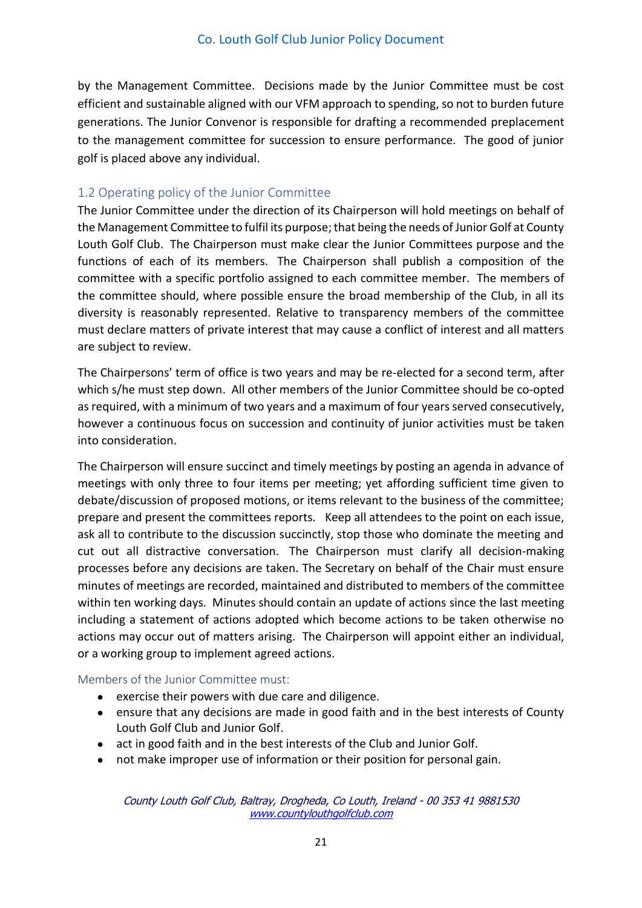by the Management Committee. Decisions made by the Junior Committee must be cost efficient and sustainable aligned with our VFM approach to spending, so not to burden future generations. The Junior Convenor is responsible for drafting a recommended preplacement to the management committee for succession to ensure performance. The good of junior golf is placed above any individual.

## 1.2 Operating policy of the Junior Committee

The Junior Committee under the direction of its Chairperson will hold meetings on behalf of the Management Committee to fulfil its purpose; that being the needs of Junior Golf at County Louth Golf Club. The Chairperson must make clear the Junior Committees purpose and the functions of each of its members. The Chairperson shall publish a composition of the committee with a specific portfolio assigned to each committee member. The members of the committee should, where possible ensure the broad membership of the Club, in all its diversity is reasonably represented. Relative to transparency members of the committee must declare matters of private interest that may cause a conflict of interest and all matters are subject to review.

The Chairpersons' term of office is two years and may be re-elected for a second term, after which s/he must step down. All other members of the Junior Committee should be co-opted as required, with a minimum of two years and a maximum of four years served consecutively, however a continuous focus on succession and continuity of junior activities must be taken into consideration.

The Chairperson will ensure succinct and timely meetings by posting an agenda in advance of meetings with only three to four items per meeting; yet affording sufficient time given to debate/discussion of proposed motions, or items relevant to the business of the committee; prepare and present the committees reports. Keep all attendees to the point on each issue, ask all to contribute to the discussion succinctly, stop those who dominate the meeting and cut out all distractive conversation. The Chairperson must clarify all decision-making processes before any decisions are taken. The Secretary on behalf of the Chair must ensure minutes of meetings are recorded, maintained and distributed to members of the committee within ten working days. Minutes should contain an update of actions since the last meeting including a statement of actions adopted which become actions to be taken otherwise no actions may occur out of matters arising. The Chairperson will appoint either an individual, or a working group to implement agreed actions.

### Members of the Junior Committee must:

- exercise their powers with due care and diligence.
- ensure that any decisions are made in good faith and in the best interests of County Louth Golf Club and Junior Golf.
- act in good faith and in the best interests of the Club and Junior Golf.
- not make improper use of information or their position for personal gain.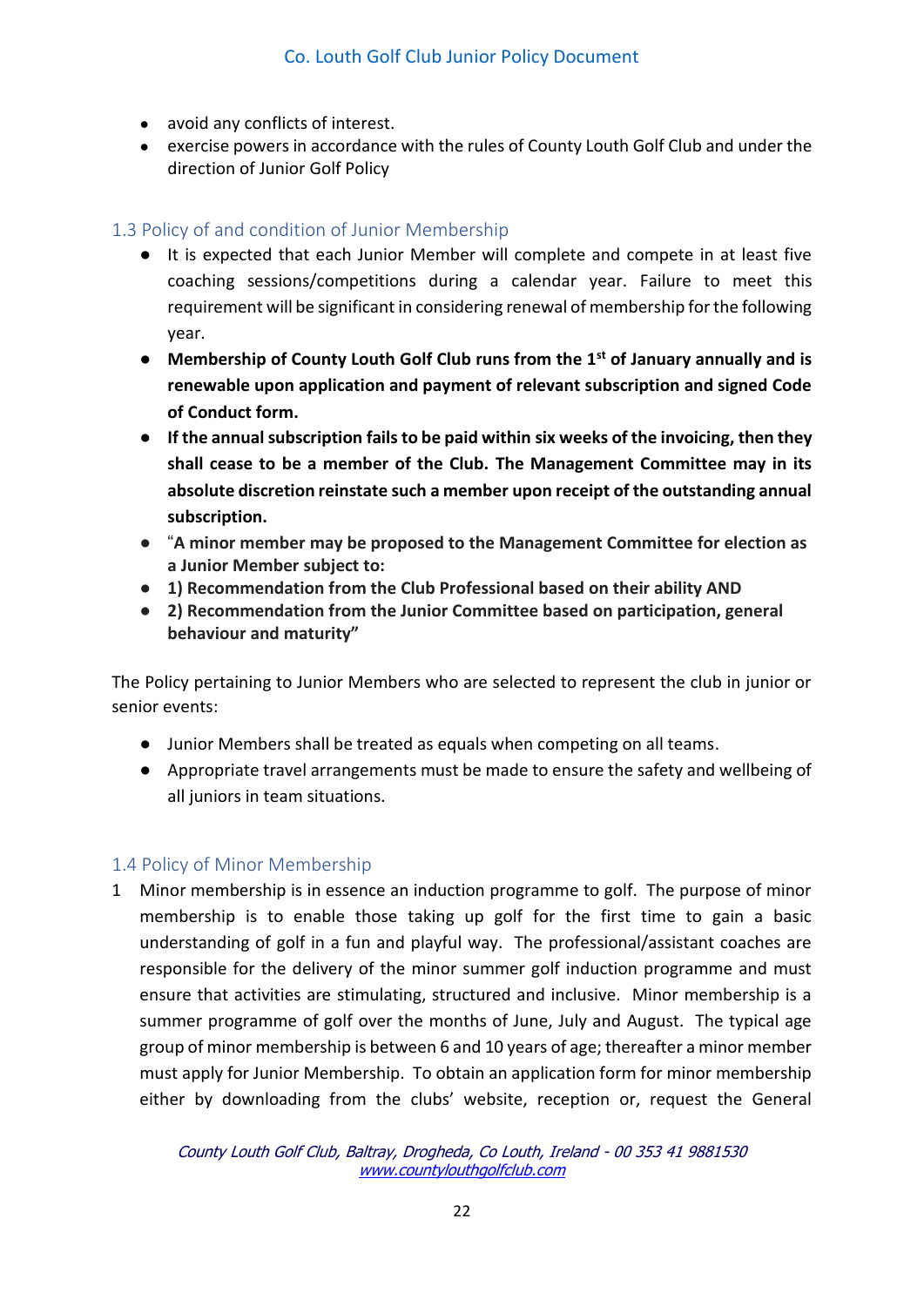- avoid any conflicts of interest.
- exercise powers in accordance with the rules of County Louth Golf Club and under the direction of Junior Golf Policy

### 1.3 Policy of and condition of Junior Membership

- It is expected that each Junior Member will complete and compete in at least five coaching sessions/competitions during a calendar year. Failure to meet this requirement will be significant in considering renewal of membership for the following year.
- **Membership of County Louth Golf Club runs from the 1st of January annually and is renewable upon application and payment of relevant subscription and signed Code of Conduct form.**
- **If the annual subscription fails to be paid within six weeks of the invoicing, then they shall cease to be a member of the Club. The Management Committee may in its absolute discretion reinstate such a member upon receipt of the outstanding annual subscription.**
- "**A minor member may be proposed to the Management Committee for election as a Junior Member subject to:**
- **1) Recommendation from the Club Professional based on their ability AND**
- **2) Recommendation from the Junior Committee based on participation, general behaviour and maturity"**

The Policy pertaining to Junior Members who are selected to represent the club in junior or senior events:

- Junior Members shall be treated as equals when competing on all teams.
- Appropriate travel arrangements must be made to ensure the safety and wellbeing of all juniors in team situations.

### 1.4 Policy of Minor Membership

1. Minor membership is in essence an induction programme to golf. The purpose of minor membership is to enable those taking up golf for the first time to gain a basic understanding of golf in a fun and playful way. The professional/assistant coaches are responsible for the delivery of the minor summer golf induction programme and must ensure that activities are stimulating, structured and inclusive. Minor membership is a summer programme of golf over the months of June, July and August. The typical age group of minor membership is between 6 and 10 years of age; thereafter a minor member must apply for Junior Membership. To obtain an application form for minor membership either by downloading from the clubs' website, reception or, request the General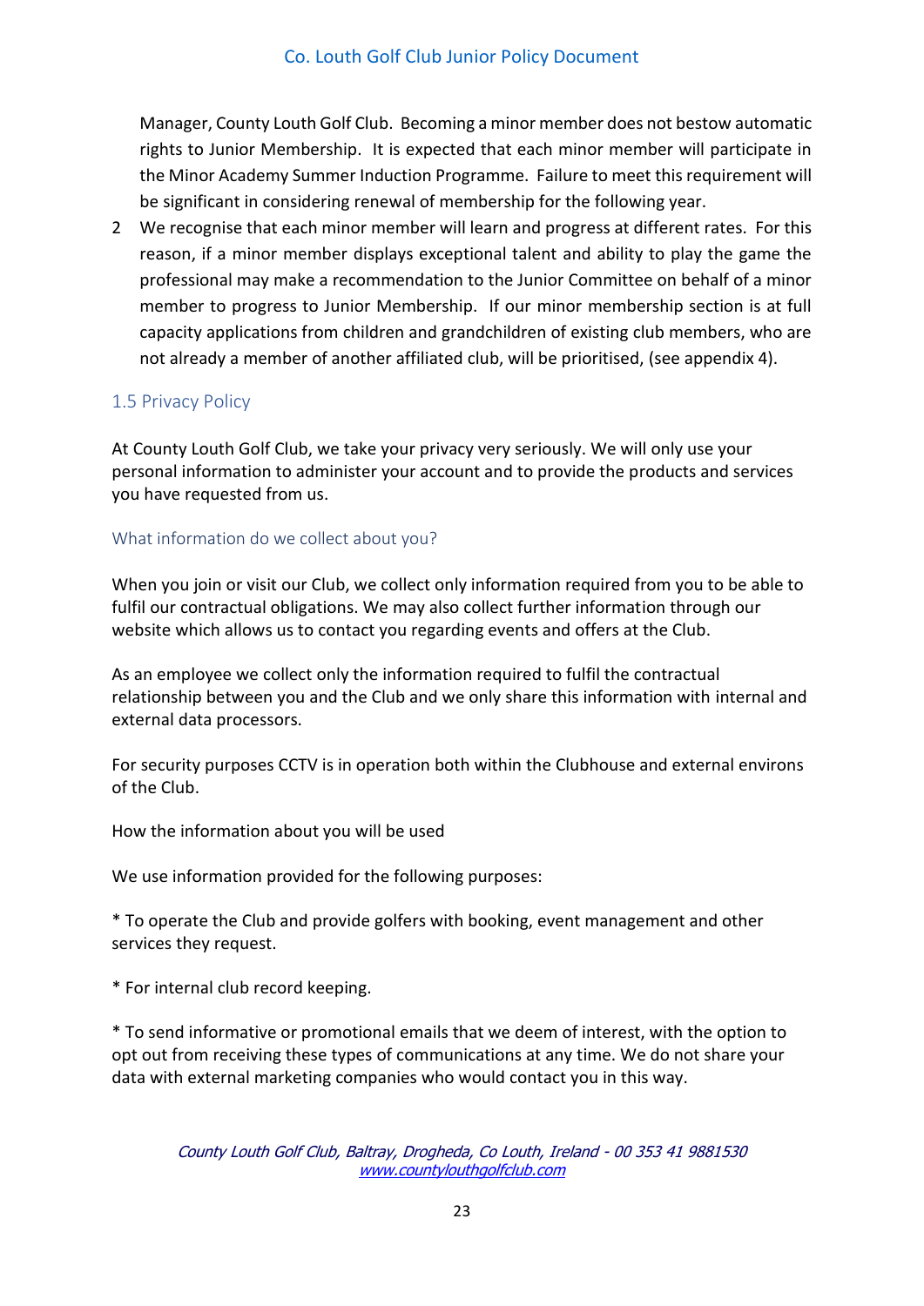Manager, County Louth Golf Club. Becoming a minor member does not bestow automatic rights to Junior Membership. It is expected that each minor member will participate in the Minor Academy Summer Induction Programme. Failure to meet this requirement will be significant in considering renewal of membership for the following year.

2. We recognise that each minor member will learn and progress at different rates. For this reason, if a minor member displays exceptional talent and ability to play the game the professional may make a recommendation to the Junior Committee on behalf of a minor member to progress to Junior Membership. If our minor membership section is at full capacity applications from children and grandchildren of existing club members, who are not already a member of another affiliated club, will be prioritised, (see appendix 4).

## 1.5 Privacy Policy

At County Louth Golf Club, we take your privacy very seriously. We will only use your personal information to administer your account and to provide the products and services you have requested from us.

### What information do we collect about you?

When you join or visit our Club, we collect only information required from you to be able to fulfil our contractual obligations. We may also collect further information through our website which allows us to contact you regarding events and offers at the Club.

As an employee we collect only the information required to fulfil the contractual relationship between you and the Club and we only share this information with internal and external data processors.

For security purposes CCTV is in operation both within the Clubhouse and external environs of the Club.

How the information about you will be used

We use information provided for the following purposes:

* To operate the Club and provide golfers with booking, event management and other services they request.

* For internal club record keeping.

* To send informative or promotional emails that we deem of interest, with the option to opt out from receiving these types of communications at any time. We do not share your data with external marketing companies who would contact you in this way.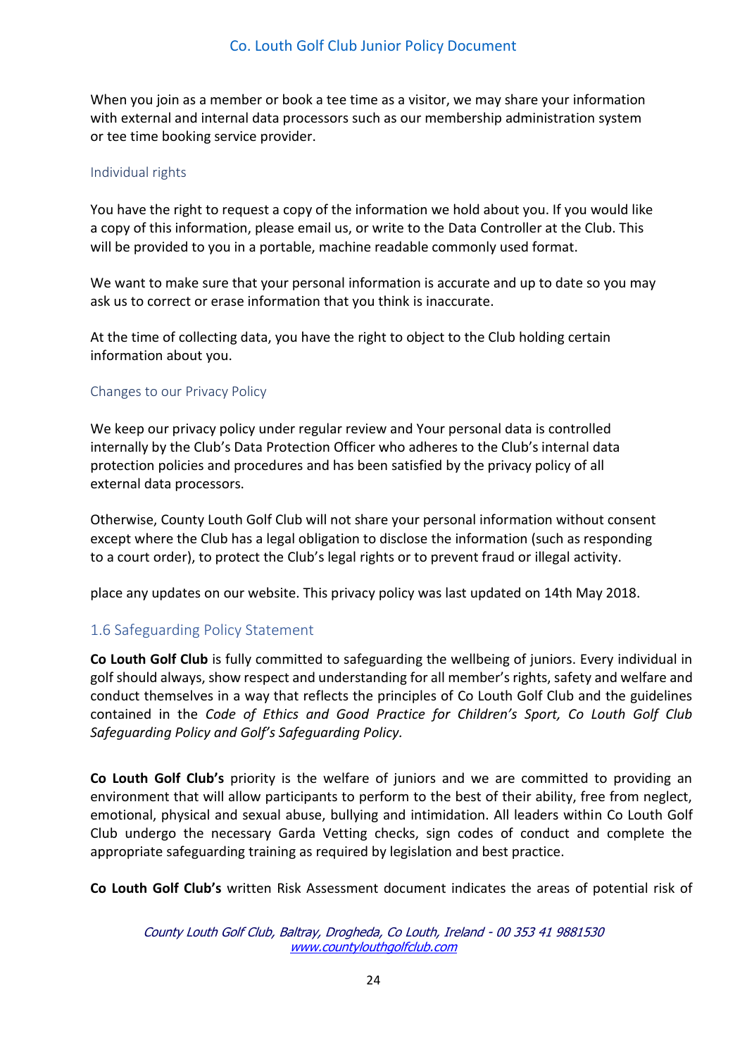When you join as a member or book a tee time as a visitor, we may share your information with external and internal data processors such as our membership administration system or tee time booking service provider.

### Individual rights

You have the right to request a copy of the information we hold about you. If you would like a copy of this information, please email us, or write to the Data Controller at the Club. This will be provided to you in a portable, machine readable commonly used format.

We want to make sure that your personal information is accurate and up to date so you may ask us to correct or erase information that you think is inaccurate.

At the time of collecting data, you have the right to object to the Club holding certain information about you.

### Changes to our Privacy Policy

We keep our privacy policy under regular review and Your personal data is controlled internally by the Club's Data Protection Officer who adheres to the Club's internal data protection policies and procedures and has been satisfied by the privacy policy of all external data processors.

Otherwise, County Louth Golf Club will not share your personal information without consent except where the Club has a legal obligation to disclose the information (such as responding to a court order), to protect the Club's legal rights or to prevent fraud or illegal activity.

place any updates on our website. This privacy policy was last updated on 14th May 2018.

## 1.6 Safeguarding Policy Statement

**Co Louth Golf Club** is fully committed to safeguarding the wellbeing of juniors. Every individual in golf should always, show respect and understanding for all member's rights, safety and welfare and conduct themselves in a way that reflects the principles of Co Louth Golf Club and the guidelines contained in the *Code of Ethics and Good Practice for Children's Sport, Co Louth Golf Club Safeguarding Policy and Golf's Safeguarding Policy*.

**Co Louth Golf Club's** priority is the welfare of juniors and we are committed to providing an environment that will allow participants to perform to the best of their ability, free from neglect, emotional, physical and sexual abuse, bullying and intimidation. All leaders within Co Louth Golf Club undergo the necessary Garda Vetting checks, sign codes of conduct and complete the appropriate safeguarding training as required by legislation and best practice.

**Co Louth Golf Club's** written Risk Assessment document indicates the areas of potential risk of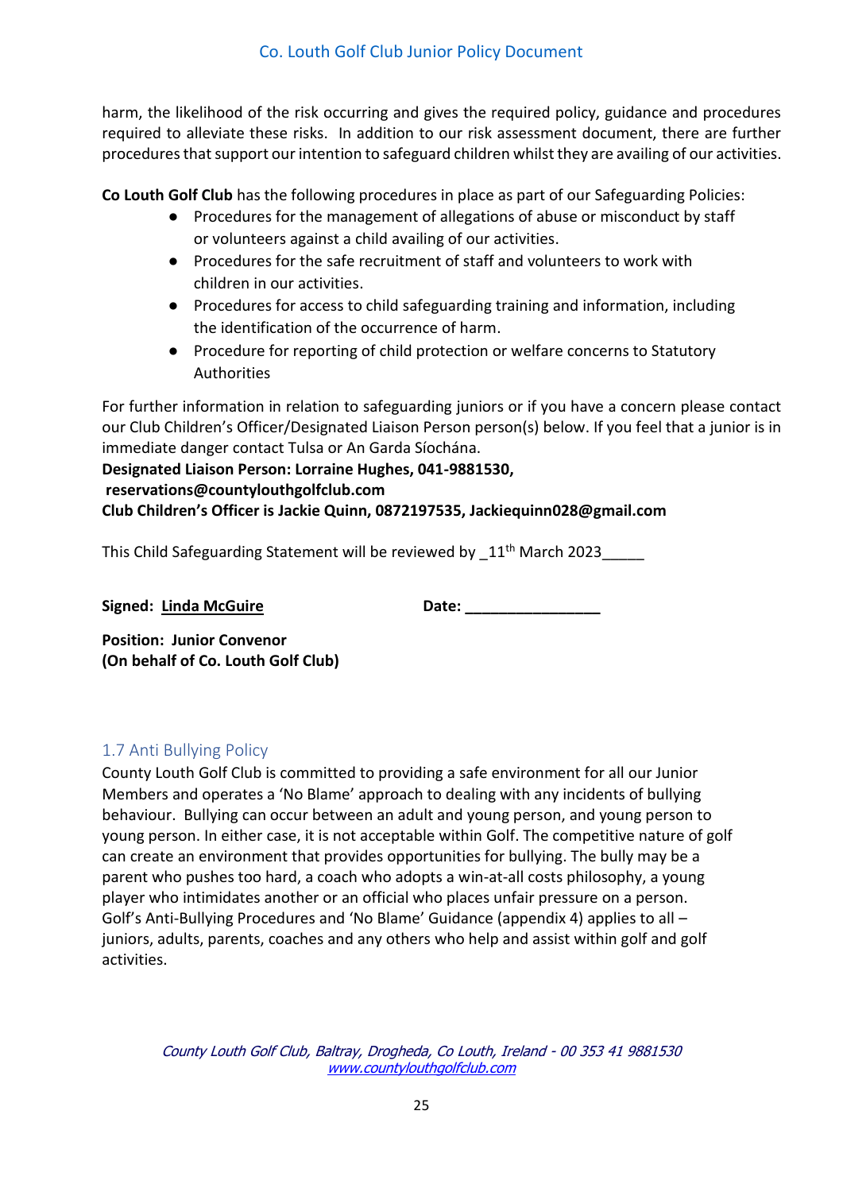harm, the likelihood of the risk occurring and gives the required policy, guidance and procedures required to alleviate these risks. In addition to our risk assessment document, there are further procedures that support our intention to safeguard children whilst they are availing of our activities.

**Co Louth Golf Club** has the following procedures in place as part of our Safeguarding Policies:

- Procedures for the management of allegations of abuse or misconduct by staff or volunteers against a child availing of our activities.
- Procedures for the safe recruitment of staff and volunteers to work with children in our activities.
- Procedures for access to child safeguarding training and information, including the identification of the occurrence of harm.
- Procedure for reporting of child protection or welfare concerns to Statutory Authorities

For further information in relation to safeguarding juniors or if you have a concern please contact our Club Children's Officer/Designated Liaison Person person(s) below. If you feel that a junior is in immediate danger contact Tulsa or An Garda Síochána.

**Designated Liaison Person: Lorraine Hughes, 041-9881530, reservations@countylouthgolfclub.com**

**Club Children's Officer is Jackie Quinn, 0872197535, Jackiequinn028@gmail.com**

This Child Safeguarding Statement will be reviewed by _11th March 2023_____

**Signed:** **Linda McGuire** **Date:** ________________

**Position: Junior Convenor**
**(On behalf of Co. Louth Golf Club)**

## 1.7 Anti Bullying Policy

County Louth Golf Club is committed to providing a safe environment for all our Junior Members and operates a 'No Blame' approach to dealing with any incidents of bullying behaviour. Bullying can occur between an adult and young person, and young person to young person. In either case, it is not acceptable within Golf. The competitive nature of golf can create an environment that provides opportunities for bullying. The bully may be a parent who pushes too hard, a coach who adopts a win-at-all costs philosophy, a young player who intimidates another or an official who places unfair pressure on a person. Golf's Anti-Bullying Procedures and 'No Blame' Guidance (appendix 4) applies to all – juniors, adults, parents, coaches and any others who help and assist within golf and golf activities.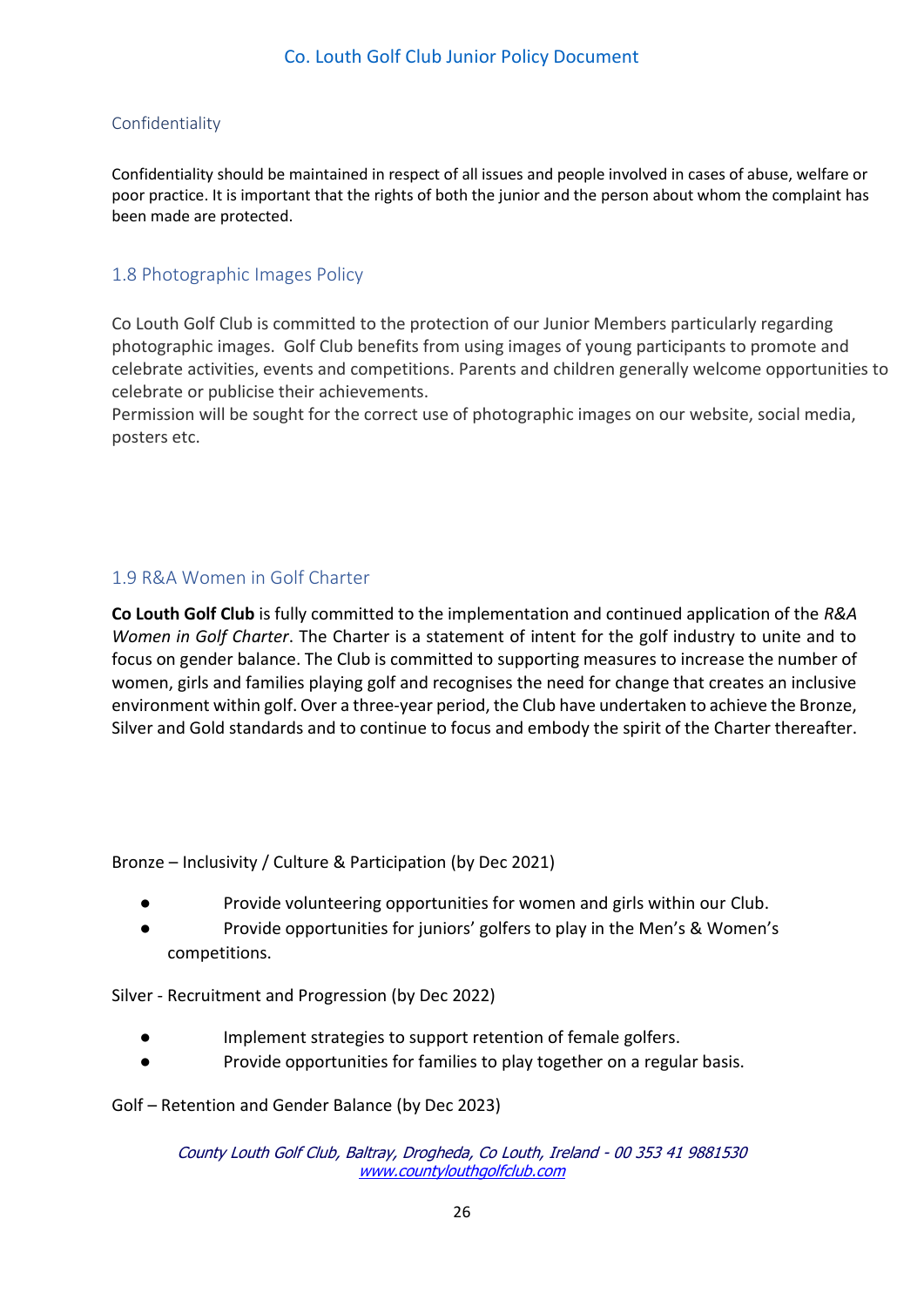### Confidentiality

Confidentiality should be maintained in respect of all issues and people involved in cases of abuse, welfare or poor practice. It is important that the rights of both the junior and the person about whom the complaint has been made are protected.

## 1.8 Photographic Images Policy

Co Louth Golf Club is committed to the protection of our Junior Members particularly regarding photographic images. Golf Club benefits from using images of young participants to promote and celebrate activities, events and competitions. Parents and children generally welcome opportunities to celebrate or publicise their achievements.
Permission will be sought for the correct use of photographic images on our website, social media, posters etc.

## 1.9 R&A Women in Golf Charter

**Co Louth Golf Club** is fully committed to the implementation and continued application of the *R&A Women in Golf Charter*. The Charter is a statement of intent for the golf industry to unite and to focus on gender balance. The Club is committed to supporting measures to increase the number of women, girls and families playing golf and recognises the need for change that creates an inclusive environment within golf. Over a three-year period, the Club have undertaken to achieve the Bronze, Silver and Gold standards and to continue to focus and embody the spirit of the Charter thereafter.

Bronze – Inclusivity / Culture & Participation (by Dec 2021)

- Provide volunteering opportunities for women and girls within our Club.
- Provide opportunities for juniors' golfers to play in the Men's & Women's competitions.

Silver - Recruitment and Progression (by Dec 2022)

- Implement strategies to support retention of female golfers.
- Provide opportunities for families to play together on a regular basis.

Golf – Retention and Gender Balance (by Dec 2023)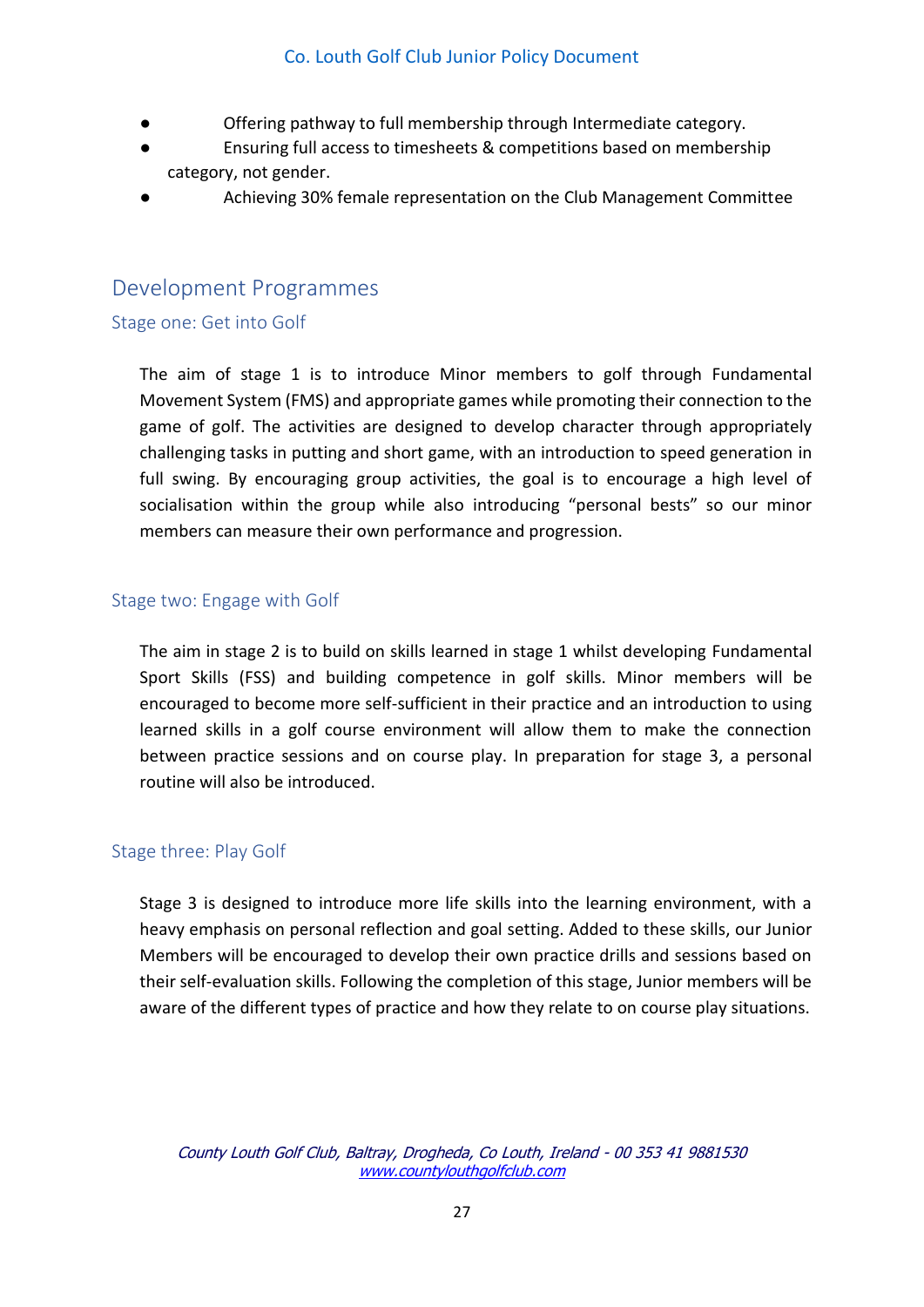- Offering pathway to full membership through Intermediate category.
- Ensuring full access to timesheets & competitions based on membership category, not gender.
- Achieving 30% female representation on the Club Management Committee

## Development Programmes

### Stage one: Get into Golf

The aim of stage 1 is to introduce Minor members to golf through Fundamental Movement System (FMS) and appropriate games while promoting their connection to the game of golf. The activities are designed to develop character through appropriately challenging tasks in putting and short game, with an introduction to speed generation in full swing. By encouraging group activities, the goal is to encourage a high level of socialisation within the group while also introducing "personal bests" so our minor members can measure their own performance and progression.

### Stage two: Engage with Golf

The aim in stage 2 is to build on skills learned in stage 1 whilst developing Fundamental Sport Skills (FSS) and building competence in golf skills. Minor members will be encouraged to become more self-sufficient in their practice and an introduction to using learned skills in a golf course environment will allow them to make the connection between practice sessions and on course play. In preparation for stage 3, a personal routine will also be introduced.

### Stage three: Play Golf

Stage 3 is designed to introduce more life skills into the learning environment, with a heavy emphasis on personal reflection and goal setting. Added to these skills, our Junior Members will be encouraged to develop their own practice drills and sessions based on their self-evaluation skills. Following the completion of this stage, Junior members will be aware of the different types of practice and how they relate to on course play situations.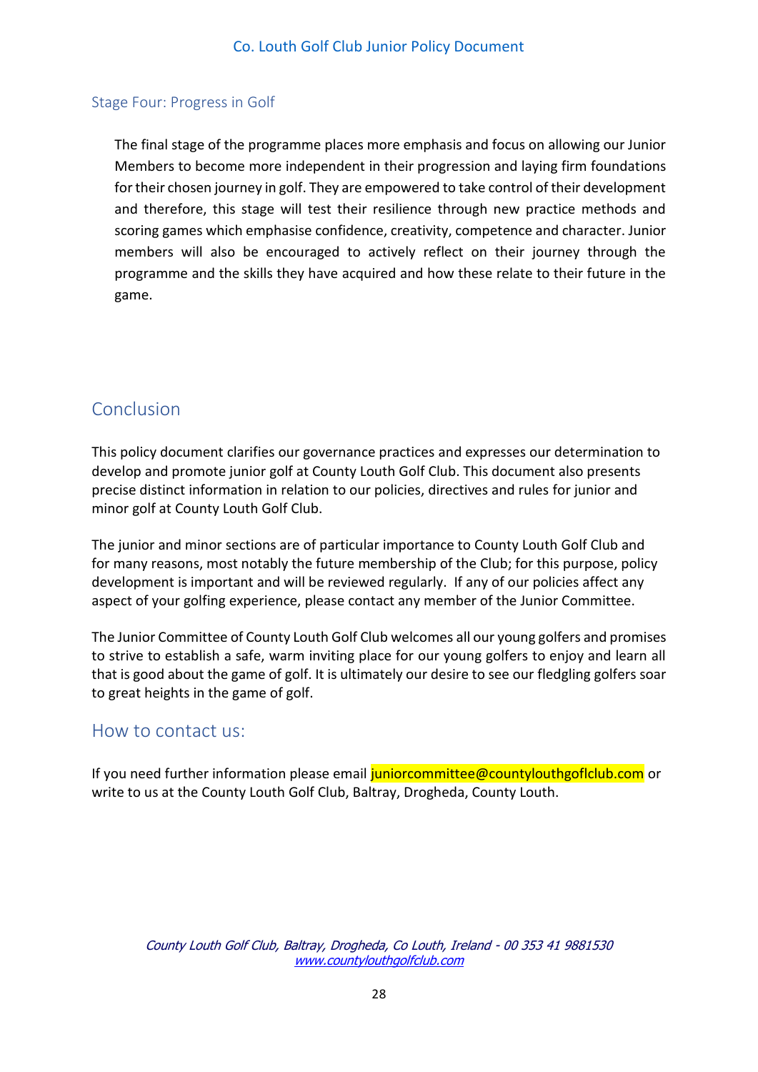### Stage Four: Progress in Golf

The final stage of the programme places more emphasis and focus on allowing our Junior Members to become more independent in their progression and laying firm foundations for their chosen journey in golf. They are empowered to take control of their development and therefore, this stage will test their resilience through new practice methods and scoring games which emphasise confidence, creativity, competence and character. Junior members will also be encouraged to actively reflect on their journey through the programme and the skills they have acquired and how these relate to their future in the game.

## Conclusion

This policy document clarifies our governance practices and expresses our determination to develop and promote junior golf at County Louth Golf Club. This document also presents precise distinct information in relation to our policies, directives and rules for junior and minor golf at County Louth Golf Club.

The junior and minor sections are of particular importance to County Louth Golf Club and for many reasons, most notably the future membership of the Club; for this purpose, policy development is important and will be reviewed regularly. If any of our policies affect any aspect of your golfing experience, please contact any member of the Junior Committee.

The Junior Committee of County Louth Golf Club welcomes all our young golfers and promises to strive to establish a safe, warm inviting place for our young golfers to enjoy and learn all that is good about the game of golf. It is ultimately our desire to see our fledgling golfers soar to great heights in the game of golf.

## How to contact us:

If you need further information please email juniorcommittee@countylouthgoflclub.com or write to us at the County Louth Golf Club, Baltray, Drogheda, County Louth.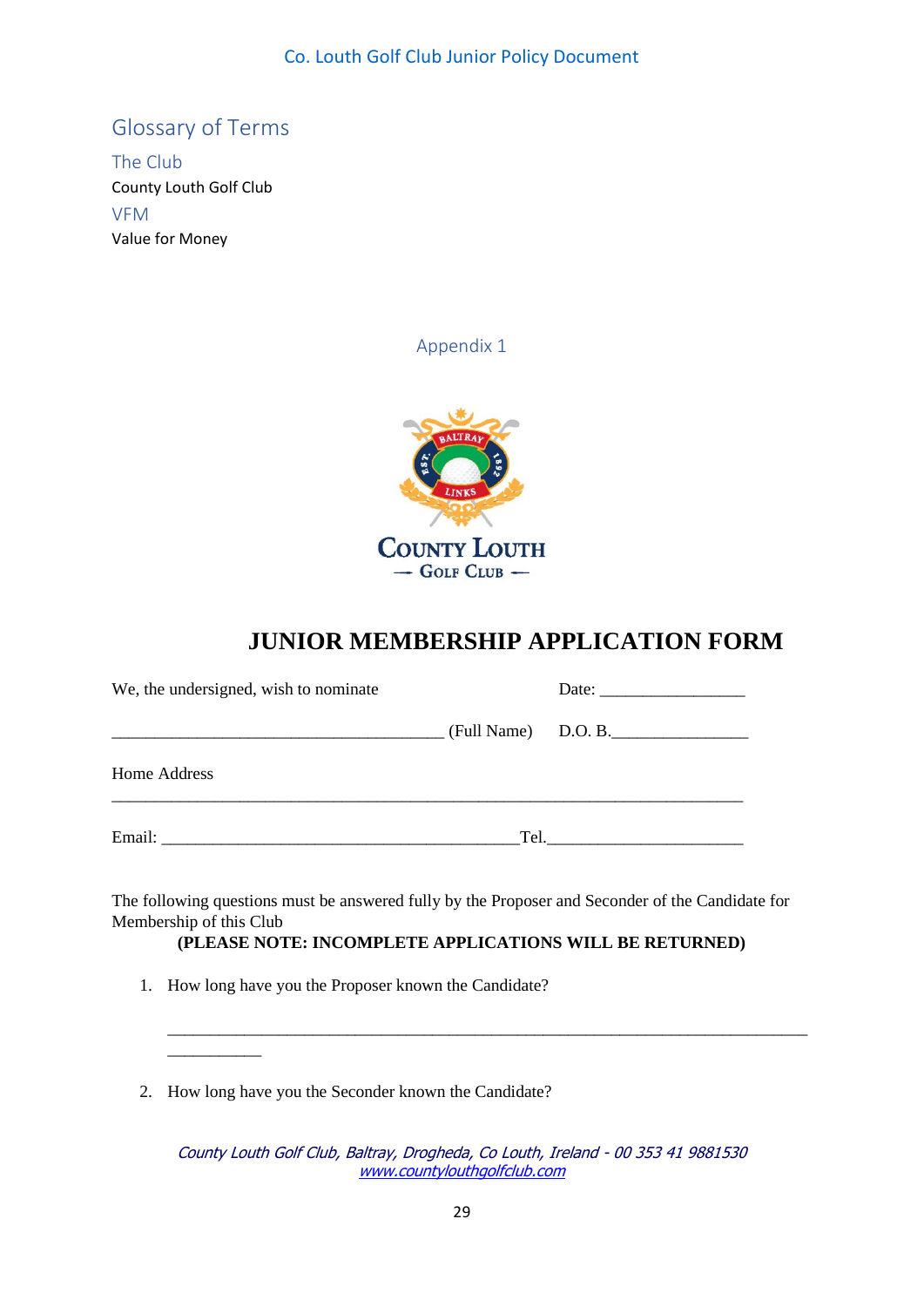## Glossary of Terms

### The Club

County Louth Golf Club

### VFM

Value for Money

## Appendix 1

# JUNIOR MEMBERSHIP APPLICATION FORM

We, the undersigned, wish to nominate Date: _________________

_______________________________________ (Full Name) D.O. B.________________

Home Address

___________________________________________________________________________

Email: __________________________________________Tel.________________________

The following questions must be answered fully by the Proposer and Seconder of the Candidate for Membership of this Club

**(PLEASE NOTE: INCOMPLETE APPLICATIONS WILL BE RETURNED)**

1. How long have you the Proposer known the Candidate?

   _____________________________________________________________________________
   ___________

2. How long have you the Seconder known the Candidate?

*County Louth Golf Club, Baltray, Drogheda, Co Louth, Ireland - 00 353 41 9881530*
*www.countylouthgolfclub.com*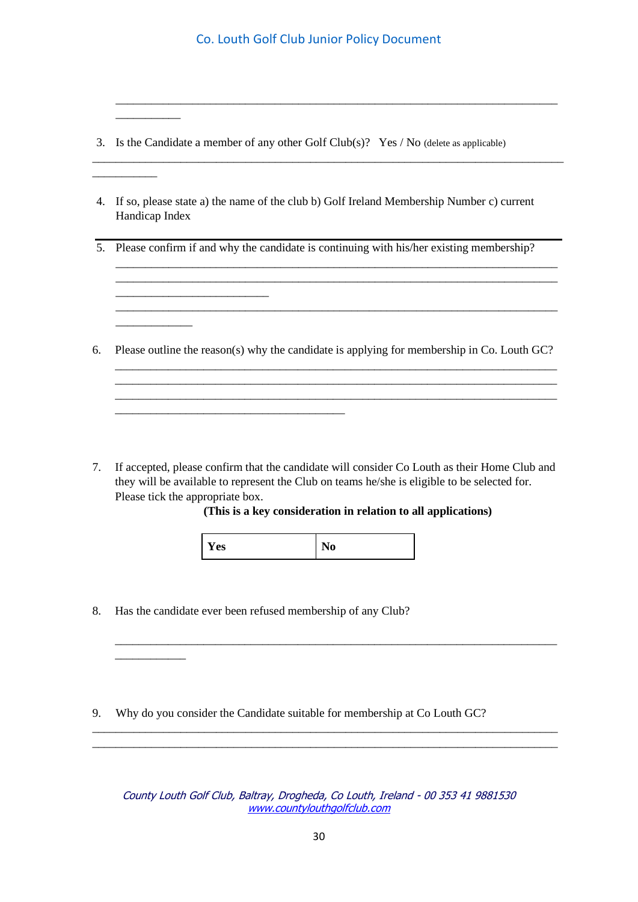______________________________________________________________________________
___________

3. Is the Candidate a member of any other Golf Club(s)? Yes / No (delete as applicable)

______________________________________________________________________________
___________

4. If so, please state a) the name of the club b) Golf Ireland Membership Number c) current Handicap Index

---

5. Please confirm if and why the candidate is continuing with his/her existing membership?

   ______________________________________________________________________________
   ______________________________________________________________________________
   __________________________
   ______________________________________________________________________________
   _____________

6. Please outline the reason(s) why the candidate is applying for membership in Co. Louth GC?

   ______________________________________________________________________________
   ______________________________________________________________________________
   ______________________________________________________________________________
   _______________________________________

7. If accepted, please confirm that the candidate will consider Co Louth as their Home Club and they will be available to represent the Club on teams he/she is eligible to be selected for. Please tick the appropriate box.

   **(This is a key consideration in relation to all applications)**

| **Yes** | **No** |
|---|---|

8. Has the candidate ever been refused membership of any Club?

   ______________________________________________________________________________
   ____________

9. Why do you consider the Candidate suitable for membership at Co Louth GC?

______________________________________________________________________________
______________________________________________________________________________

*County Louth Golf Club, Baltray, Drogheda, Co Louth, Ireland - 00 353 41 9881530*
*www.countylouthgolfclub.com*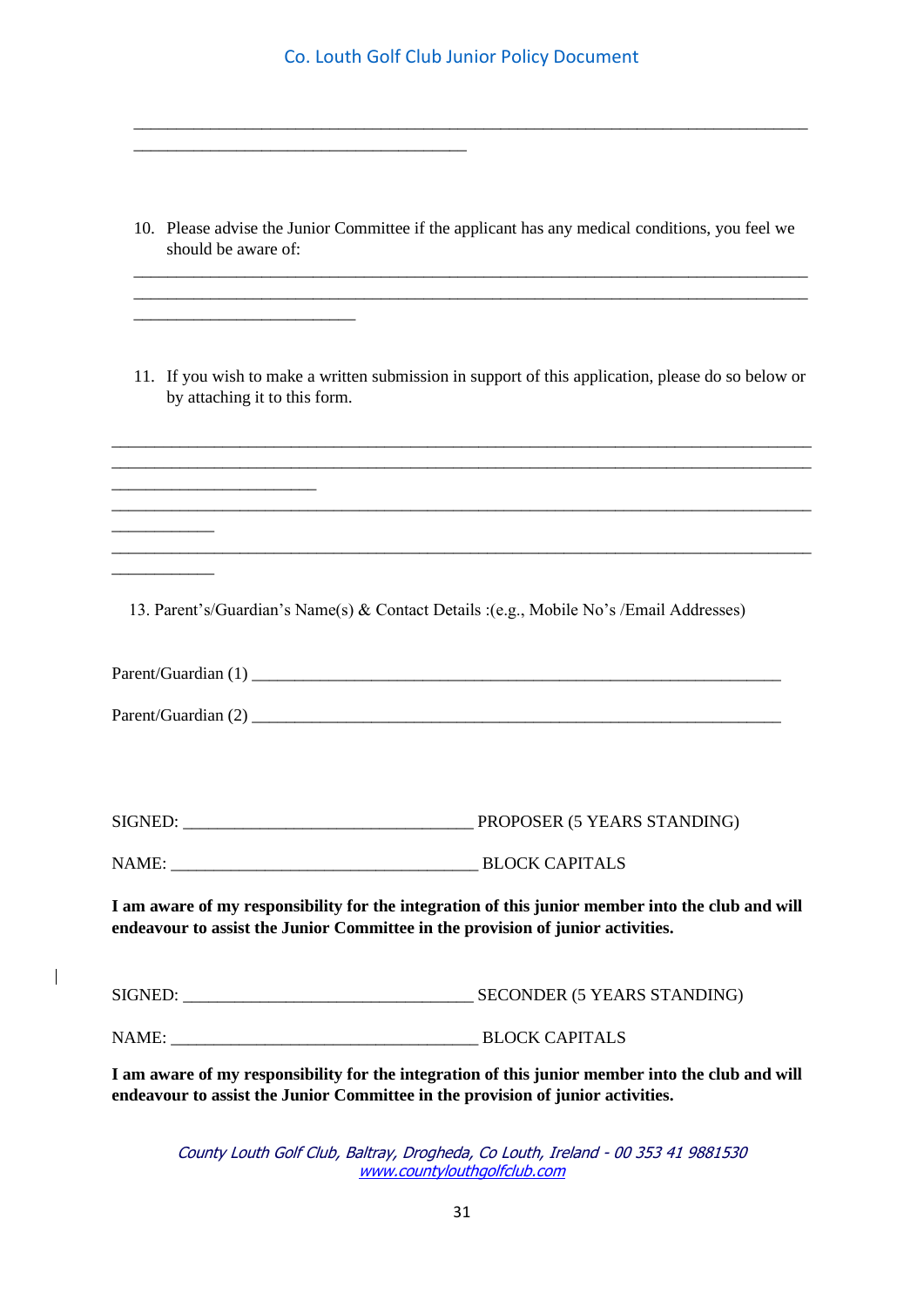________________________________________________________________________________
________________________________________

10. Please advise the Junior Committee if the applicant has any medical conditions, you feel we should be aware of:

________________________________________________________________________________
________________________________________________________________________________
__________________________

11. If you wish to make a written submission in support of this application, please do so below or by attaching it to this form.

________________________________________________________________________________
________________________________________________________________________________
________________________
________________________________________________________________________________
____________
________________________________________________________________________________
____________

13. Parent's/Guardian's Name(s) & Contact Details :(e.g., Mobile No's /Email Addresses)

Parent/Guardian (1) ______________________________________________________________

Parent/Guardian (2) ______________________________________________________________

SIGNED: __________________________________ PROPOSER (5 YEARS STANDING)

NAME: ____________________________________ BLOCK CAPITALS

**I am aware of my responsibility for the integration of this junior member into the club and will endeavour to assist the Junior Committee in the provision of junior activities.**

SIGNED: __________________________________ SECONDER (5 YEARS STANDING)

NAME: ____________________________________ BLOCK CAPITALS

**I am aware of my responsibility for the integration of this junior member into the club and will endeavour to assist the Junior Committee in the provision of junior activities.**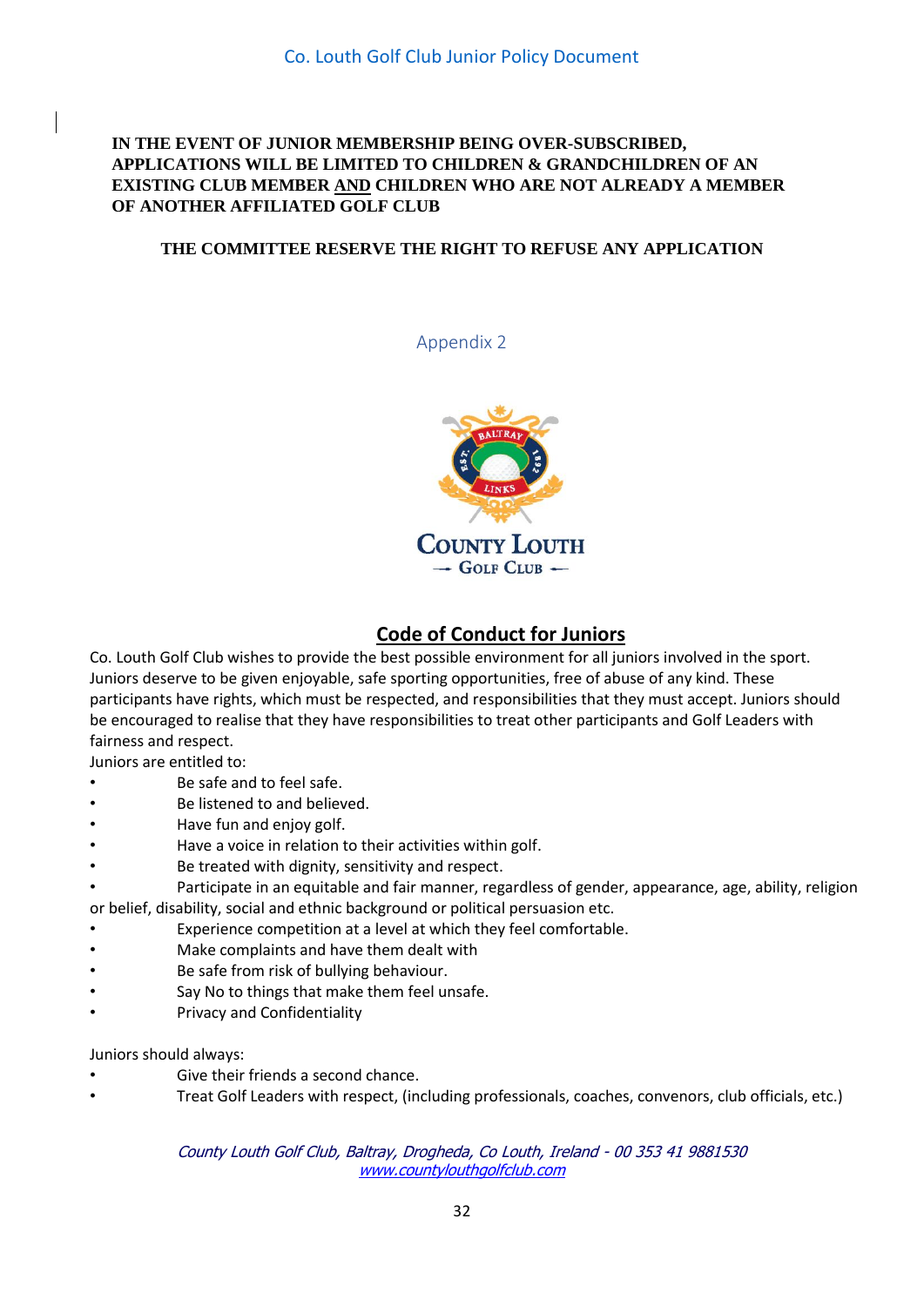**IN THE EVENT OF JUNIOR MEMBERSHIP BEING OVER-SUBSCRIBED, APPLICATIONS WILL BE LIMITED TO CHILDREN & GRANDCHILDREN OF AN EXISTING CLUB MEMBER AND CHILDREN WHO ARE NOT ALREADY A MEMBER OF ANOTHER AFFILIATED GOLF CLUB**

**THE COMMITTEE RESERVE THE RIGHT TO REFUSE ANY APPLICATION**

Appendix 2

## Code of Conduct for Juniors

Co. Louth Golf Club wishes to provide the best possible environment for all juniors involved in the sport. Juniors deserve to be given enjoyable, safe sporting opportunities, free of abuse of any kind. These participants have rights, which must be respected, and responsibilities that they must accept. Juniors should be encouraged to realise that they have responsibilities to treat other participants and Golf Leaders with fairness and respect.

Juniors are entitled to:

- Be safe and to feel safe.
- Be listened to and believed.
- Have fun and enjoy golf.
- Have a voice in relation to their activities within golf.
- Be treated with dignity, sensitivity and respect.
- Participate in an equitable and fair manner, regardless of gender, appearance, age, ability, religion or belief, disability, social and ethnic background or political persuasion etc.
- Experience competition at a level at which they feel comfortable.
- Make complaints and have them dealt with
- Be safe from risk of bullying behaviour.
- Say No to things that make them feel unsafe.
- Privacy and Confidentiality

Juniors should always:

- Give their friends a second chance.
- Treat Golf Leaders with respect, (including professionals, coaches, convenors, club officials, etc.)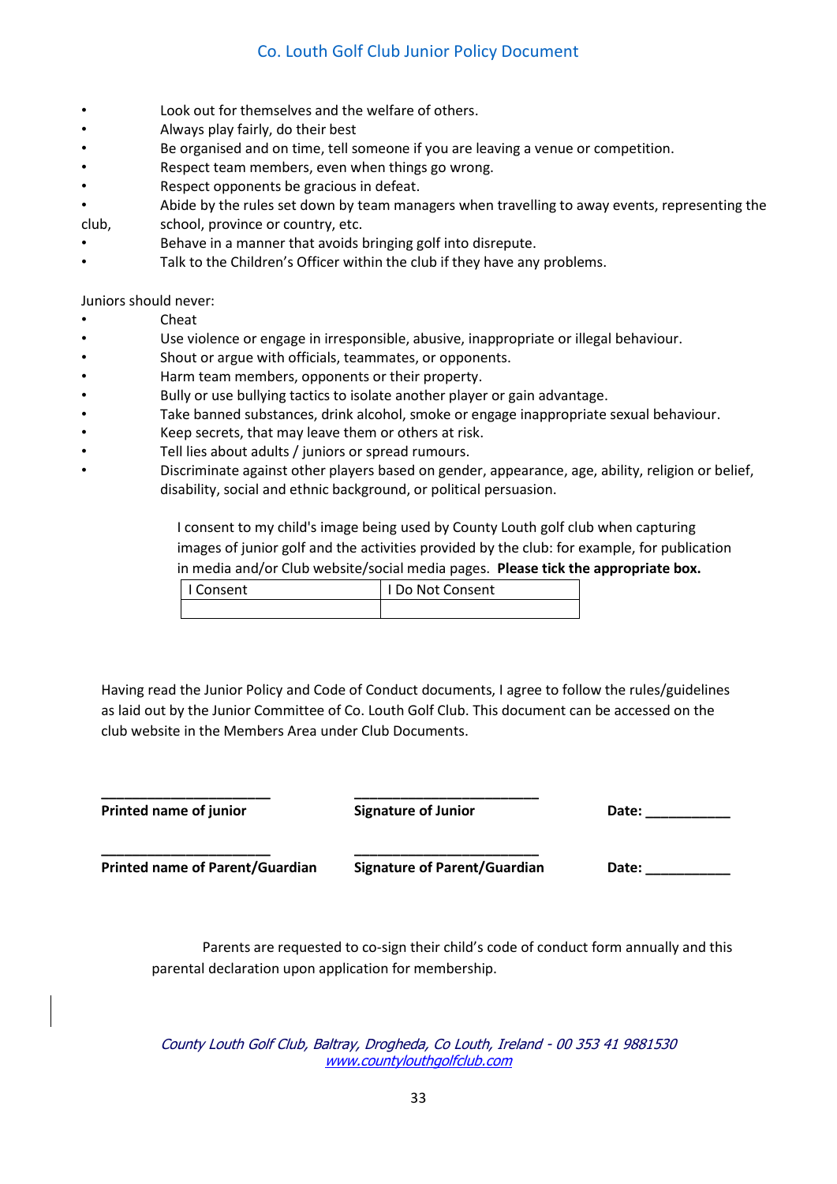- Look out for themselves and the welfare of others.
- Always play fairly, do their best
- Be organised and on time, tell someone if you are leaving a venue or competition.
- Respect team members, even when things go wrong.
- Respect opponents be gracious in defeat.
- Abide by the rules set down by team managers when travelling to away events, representing the club, school, province or country, etc.
- Behave in a manner that avoids bringing golf into disrepute.
- Talk to the Children's Officer within the club if they have any problems.

Juniors should never:

- Cheat
- Use violence or engage in irresponsible, abusive, inappropriate or illegal behaviour.
- Shout or argue with officials, teammates, or opponents.
- Harm team members, opponents or their property.
- Bully or use bullying tactics to isolate another player or gain advantage.
- Take banned substances, drink alcohol, smoke or engage inappropriate sexual behaviour.
- Keep secrets, that may leave them or others at risk.
- Tell lies about adults / juniors or spread rumours.
- Discriminate against other players based on gender, appearance, age, ability, religion or belief, disability, social and ethnic background, or political persuasion.

I consent to my child's image being used by County Louth golf club when capturing images of junior golf and the activities provided by the club: for example, for publication in media and/or Club website/social media pages. **Please tick the appropriate box.**

| I Consent | I Do Not Consent |
|---|---|
| | |

Having read the Junior Policy and Code of Conduct documents, I agree to follow the rules/guidelines as laid out by the Junior Committee of Co. Louth Golf Club. This document can be accessed on the club website in the Members Area under Club Documents.

| ______________________ | ______________________ | |
|---|---|---|
| **Printed name of junior** | **Signature of Junior** | **Date:** ___________ |
| ______________________ | ______________________ | |
| **Printed name of Parent/Guardian** | **Signature of Parent/Guardian** | **Date:** ___________ |

Parents are requested to co-sign their child's code of conduct form annually and this parental declaration upon application for membership.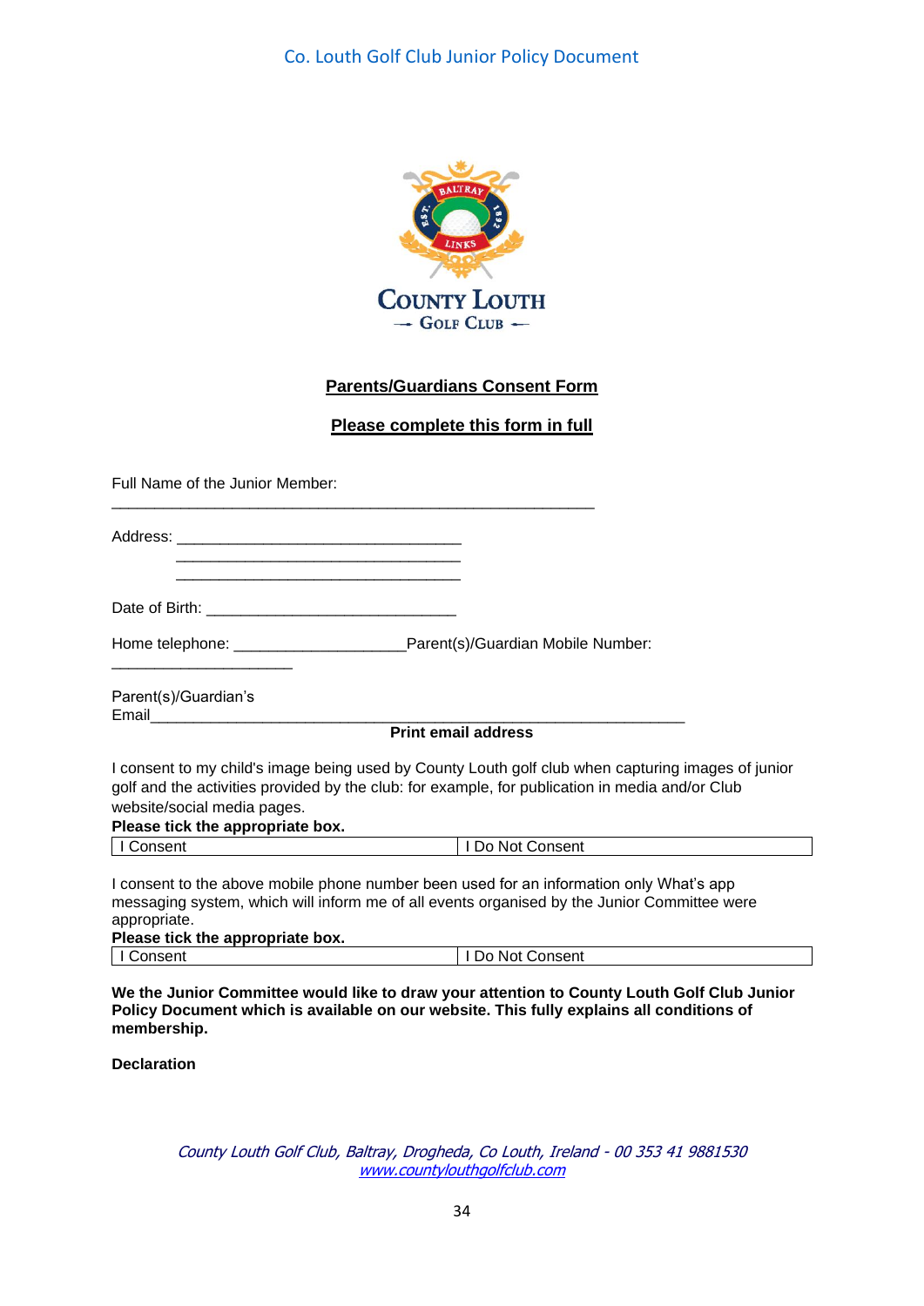**Parents/Guardians Consent Form**

**Please complete this form in full**

Full Name of the Junior Member:

_______________________________________________________

Address: ________________________________

________________________________

________________________________

Date of Birth: ____________________________

Home telephone: ___________________Parent(s)/Guardian Mobile Number:

____________________

Parent(s)/Guardian's Email_____________________________________________________________

**Print email address**

I consent to my child's image being used by County Louth golf club when capturing images of junior golf and the activities provided by the club: for example, for publication in media and/or Club website/social media pages.

**Please tick the appropriate box.**

| I Consent | I Do Not Consent |
|---|---|

I consent to the above mobile phone number been used for an information only What's app messaging system, which will inform me of all events organised by the Junior Committee were appropriate.

**Please tick the appropriate box.**

| I Consent | I Do Not Consent |
|---|---|

**We the Junior Committee would like to draw your attention to County Louth Golf Club Junior Policy Document which is available on our website. This fully explains all conditions of membership.**

**Declaration**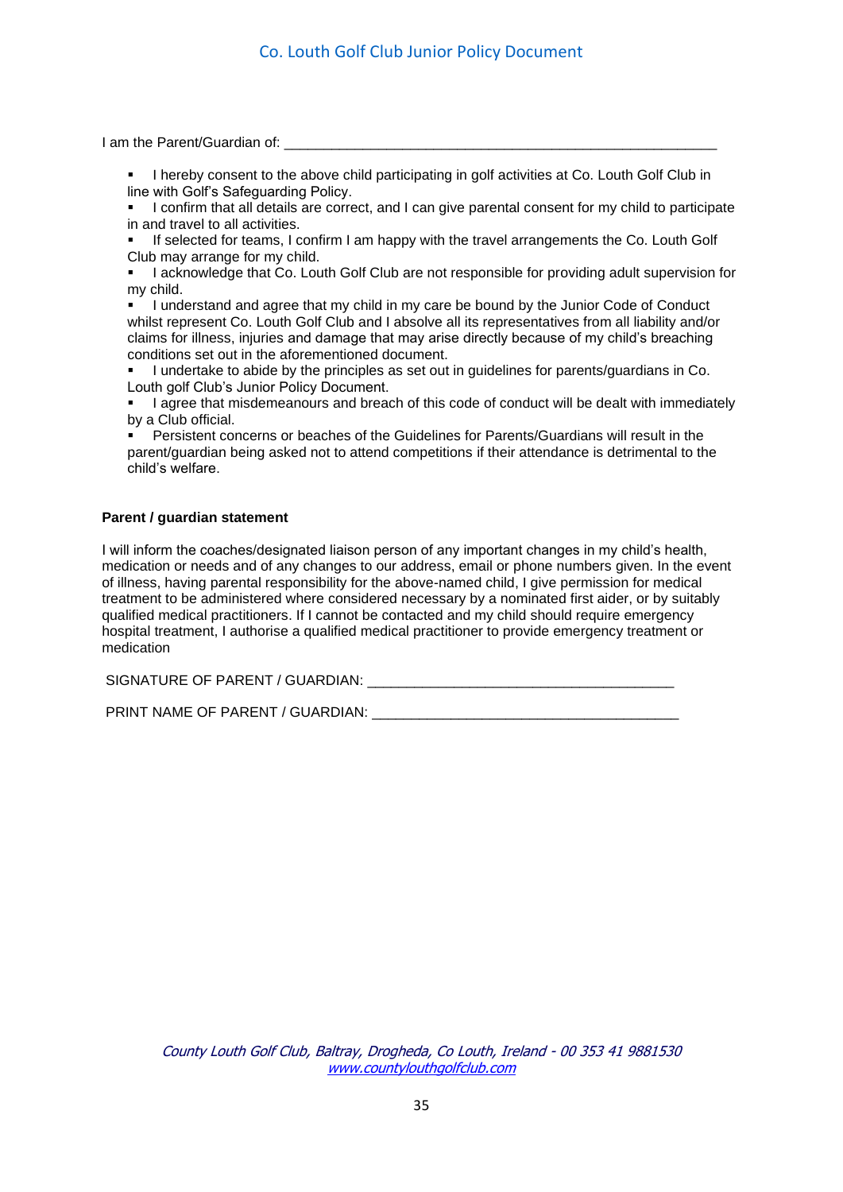I am the Parent/Guardian of: ________________________________________________________

- I hereby consent to the above child participating in golf activities at Co. Louth Golf Club in line with Golf's Safeguarding Policy.
- I confirm that all details are correct, and I can give parental consent for my child to participate in and travel to all activities.
- If selected for teams, I confirm I am happy with the travel arrangements the Co. Louth Golf Club may arrange for my child.
- I acknowledge that Co. Louth Golf Club are not responsible for providing adult supervision for my child.
- I understand and agree that my child in my care be bound by the Junior Code of Conduct whilst represent Co. Louth Golf Club and I absolve all its representatives from all liability and/or claims for illness, injuries and damage that may arise directly because of my child's breaching conditions set out in the aforementioned document.
- I undertake to abide by the principles as set out in guidelines for parents/guardians in Co. Louth golf Club's Junior Policy Document.
- I agree that misdemeanours and breach of this code of conduct will be dealt with immediately by a Club official.
- Persistent concerns or beaches of the Guidelines for Parents/Guardians will result in the parent/guardian being asked not to attend competitions if their attendance is detrimental to the child's welfare.

**Parent / guardian statement**

I will inform the coaches/designated liaison person of any important changes in my child's health, medication or needs and of any changes to our address, email or phone numbers given. In the event of illness, having parental responsibility for the above-named child, I give permission for medical treatment to be administered where considered necessary by a nominated first aider, or by suitably qualified medical practitioners. If I cannot be contacted and my child should require emergency hospital treatment, I authorise a qualified medical practitioner to provide emergency treatment or medication

SIGNATURE OF PARENT / GUARDIAN: ______________________________________

PRINT NAME OF PARENT / GUARDIAN: ______________________________________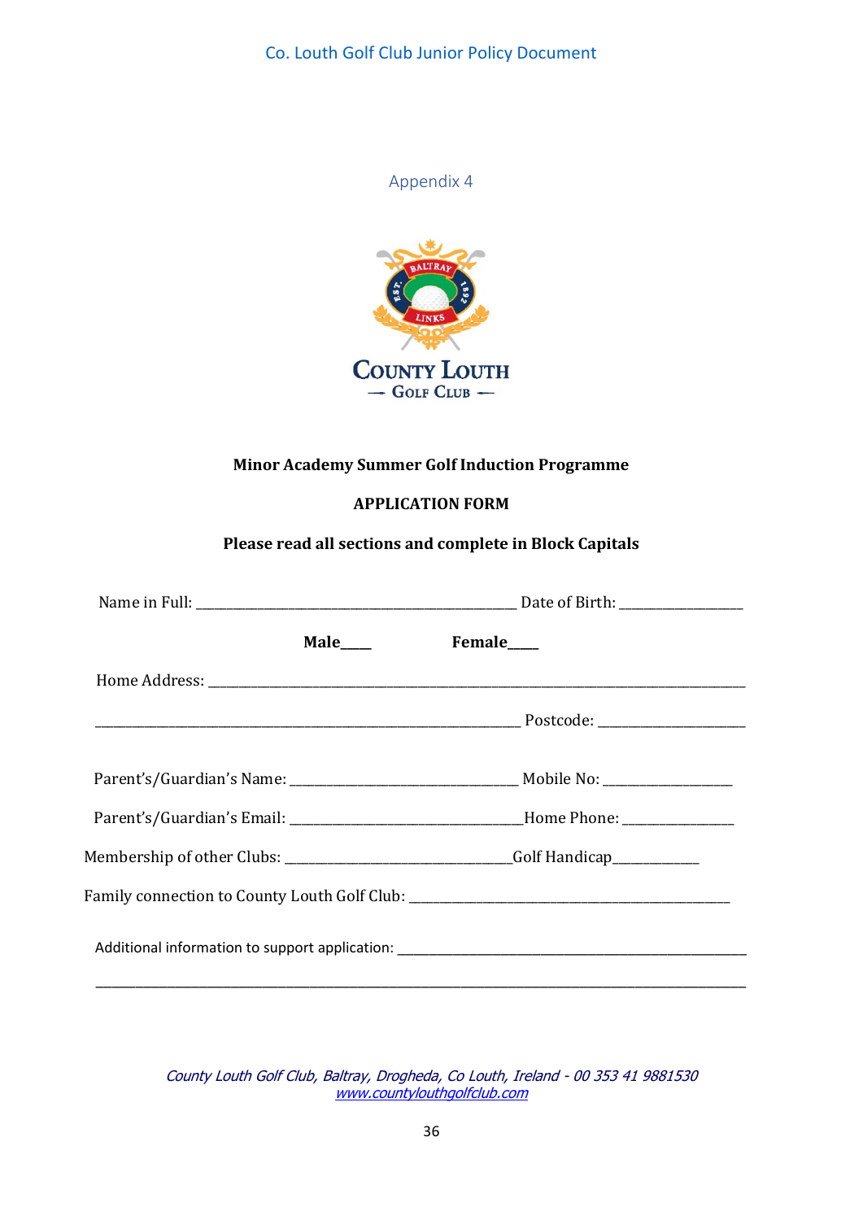Appendix 4

**Minor Academy Summer Golf Induction Programme**

**APPLICATION FORM**

**Please read all sections and complete in Block Capitals**

Name in Full: _______________________________________________ Date of Birth: _________________

**Male____** **Female____**

Home Address: ______________________________________________________________________________

_______________________________________________________________ Postcode: _____________________

Parent's/Guardian's Name: _________________________________ Mobile No: __________________

Parent's/Guardian's Email: _________________________________Home Phone: _______________

Membership of other Clubs: _________________________________Golf Handicap____________

Family connection to County Louth Golf Club: _______________________________________________

Additional information to support application: _______________________________________________

________________________________________________________________________________________________

*County Louth Golf Club, Baltray, Drogheda, Co Louth, Ireland - 00 353 41 9881530*
*www.countylouthgolfclub.com*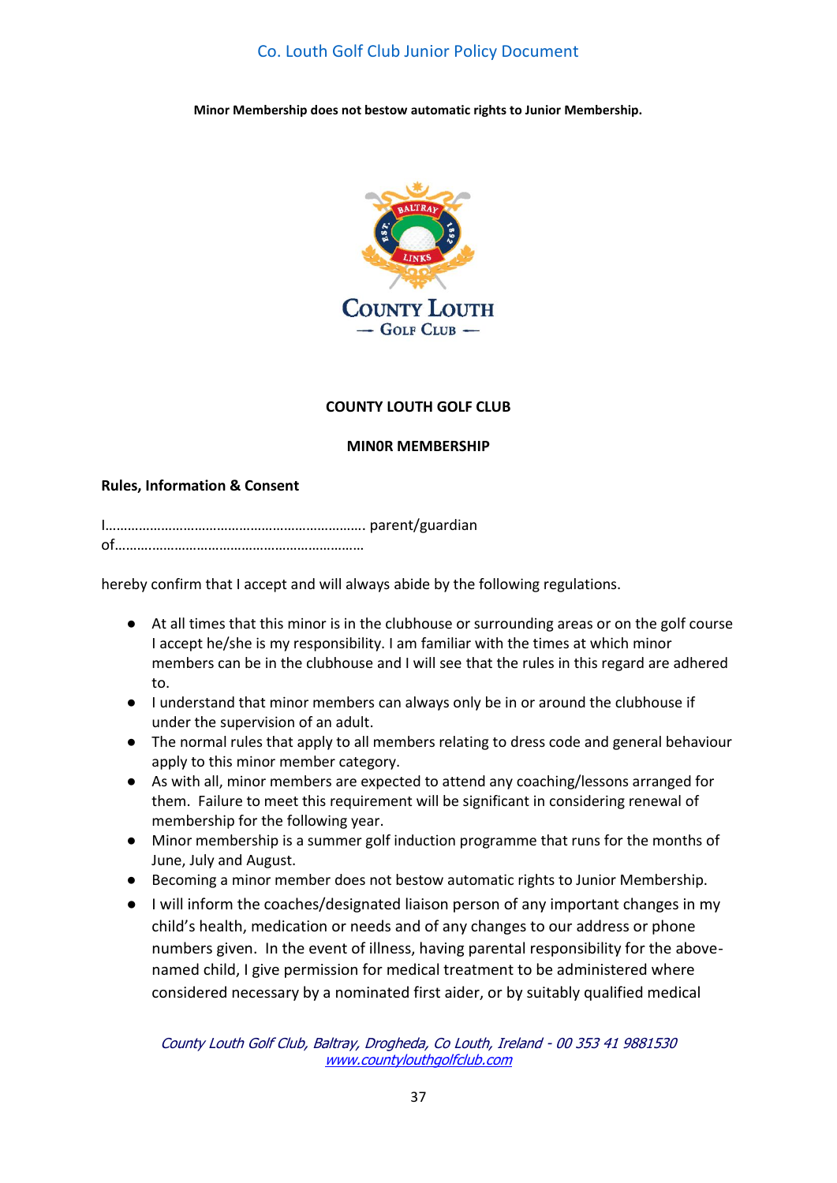**Minor Membership does not bestow automatic rights to Junior Membership.**

**COUNTY LOUTH GOLF CLUB**

**MIN0R MEMBERSHIP**

**Rules, Information & Consent**

I…………………………………………………………….. parent/guardian of…………………………………………………………

hereby confirm that I accept and will always abide by the following regulations.

- At all times that this minor is in the clubhouse or surrounding areas or on the golf course I accept he/she is my responsibility. I am familiar with the times at which minor members can be in the clubhouse and I will see that the rules in this regard are adhered to.
- I understand that minor members can always only be in or around the clubhouse if under the supervision of an adult.
- The normal rules that apply to all members relating to dress code and general behaviour apply to this minor member category.
- As with all, minor members are expected to attend any coaching/lessons arranged for them. Failure to meet this requirement will be significant in considering renewal of membership for the following year.
- Minor membership is a summer golf induction programme that runs for the months of June, July and August.
- Becoming a minor member does not bestow automatic rights to Junior Membership.
- I will inform the coaches/designated liaison person of any important changes in my child's health, medication or needs and of any changes to our address or phone numbers given. In the event of illness, having parental responsibility for the above-named child, I give permission for medical treatment to be administered where considered necessary by a nominated first aider, or by suitably qualified medical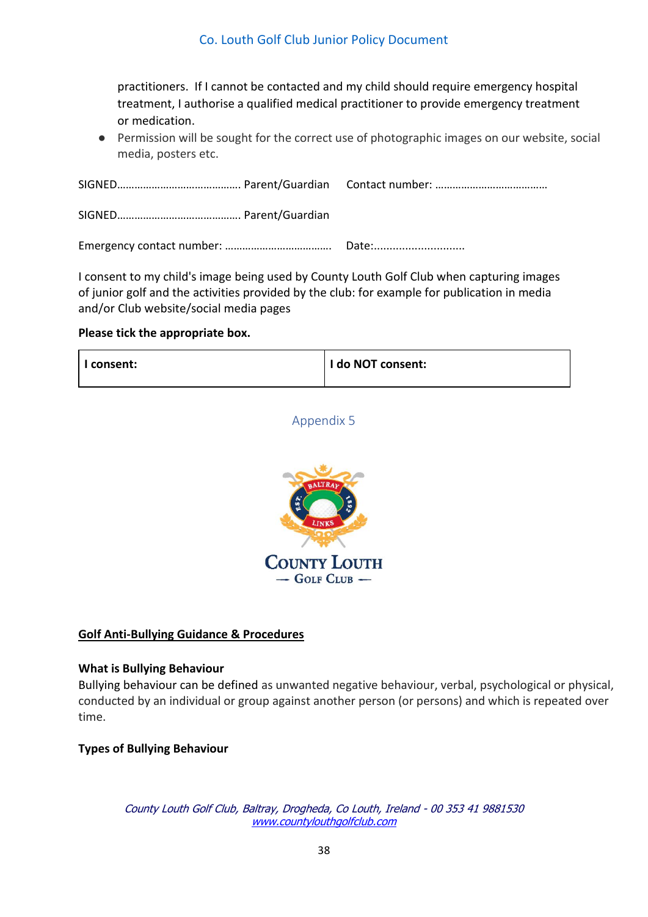practitioners. If I cannot be contacted and my child should require emergency hospital treatment, I authorise a qualified medical practitioner to provide emergency treatment or medication.

- Permission will be sought for the correct use of photographic images on our website, social media, posters etc.

SIGNED…………………………………… Parent/Guardian    Contact number: …………………………………

SIGNED…………………………………… Parent/Guardian

Emergency contact number: ……………………………….    Date:............................

I consent to my child's image being used by County Louth Golf Club when capturing images of junior golf and the activities provided by the club: for example for publication in media and/or Club website/social media pages

**Please tick the appropriate box.**

| **I consent:** | **I do NOT consent:** |
|---|---|
| | |

Appendix 5

COUNTY LOUTH
— GOLF CLUB —

**Golf Anti-Bullying Guidance & Procedures**

**What is Bullying Behaviour**
Bullying behaviour can be defined as unwanted negative behaviour, verbal, psychological or physical, conducted by an individual or group against another person (or persons) and which is repeated over time.

**Types of Bullying Behaviour**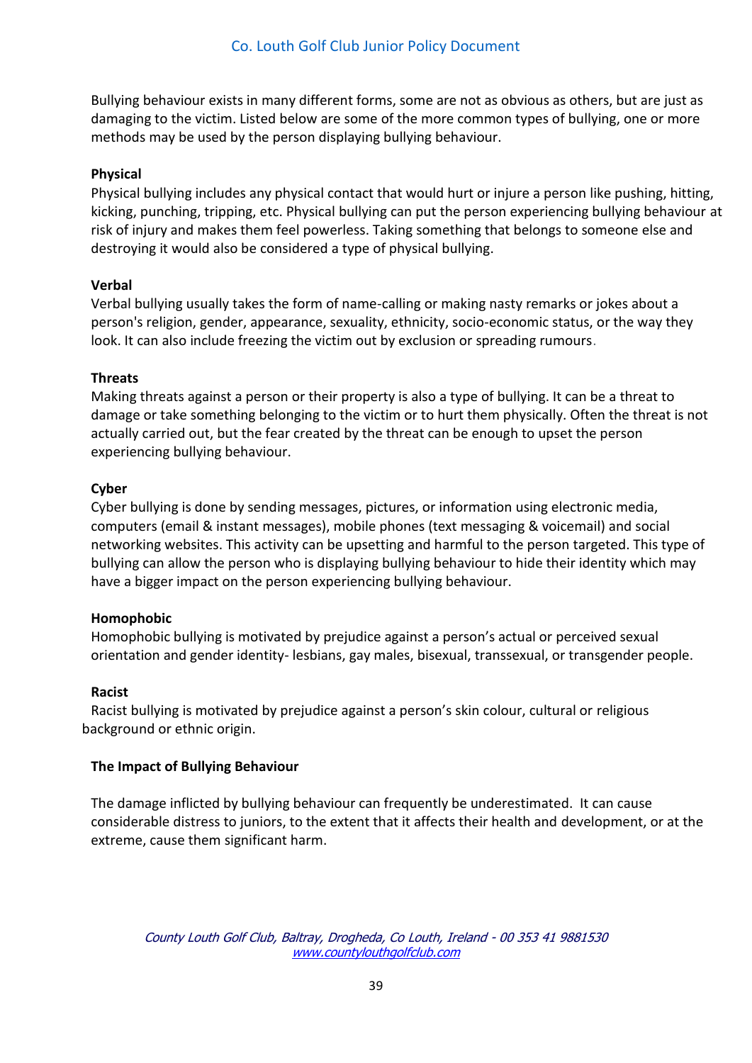Bullying behaviour exists in many different forms, some are not as obvious as others, but are just as damaging to the victim. Listed below are some of the more common types of bullying, one or more methods may be used by the person displaying bullying behaviour.

**Physical**

Physical bullying includes any physical contact that would hurt or injure a person like pushing, hitting, kicking, punching, tripping, etc. Physical bullying can put the person experiencing bullying behaviour at risk of injury and makes them feel powerless. Taking something that belongs to someone else and destroying it would also be considered a type of physical bullying.

**Verbal**

Verbal bullying usually takes the form of name-calling or making nasty remarks or jokes about a person's religion, gender, appearance, sexuality, ethnicity, socio-economic status, or the way they look. It can also include freezing the victim out by exclusion or spreading rumours.

**Threats**

Making threats against a person or their property is also a type of bullying. It can be a threat to damage or take something belonging to the victim or to hurt them physically. Often the threat is not actually carried out, but the fear created by the threat can be enough to upset the person experiencing bullying behaviour.

**Cyber**

Cyber bullying is done by sending messages, pictures, or information using electronic media, computers (email & instant messages), mobile phones (text messaging & voicemail) and social networking websites. This activity can be upsetting and harmful to the person targeted. This type of bullying can allow the person who is displaying bullying behaviour to hide their identity which may have a bigger impact on the person experiencing bullying behaviour.

**Homophobic**

Homophobic bullying is motivated by prejudice against a person's actual or perceived sexual orientation and gender identity- lesbians, gay males, bisexual, transsexual, or transgender people.

**Racist**

Racist bullying is motivated by prejudice against a person's skin colour, cultural or religious background or ethnic origin.

**The Impact of Bullying Behaviour**

The damage inflicted by bullying behaviour can frequently be underestimated. It can cause considerable distress to juniors, to the extent that it affects their health and development, or at the extreme, cause them significant harm.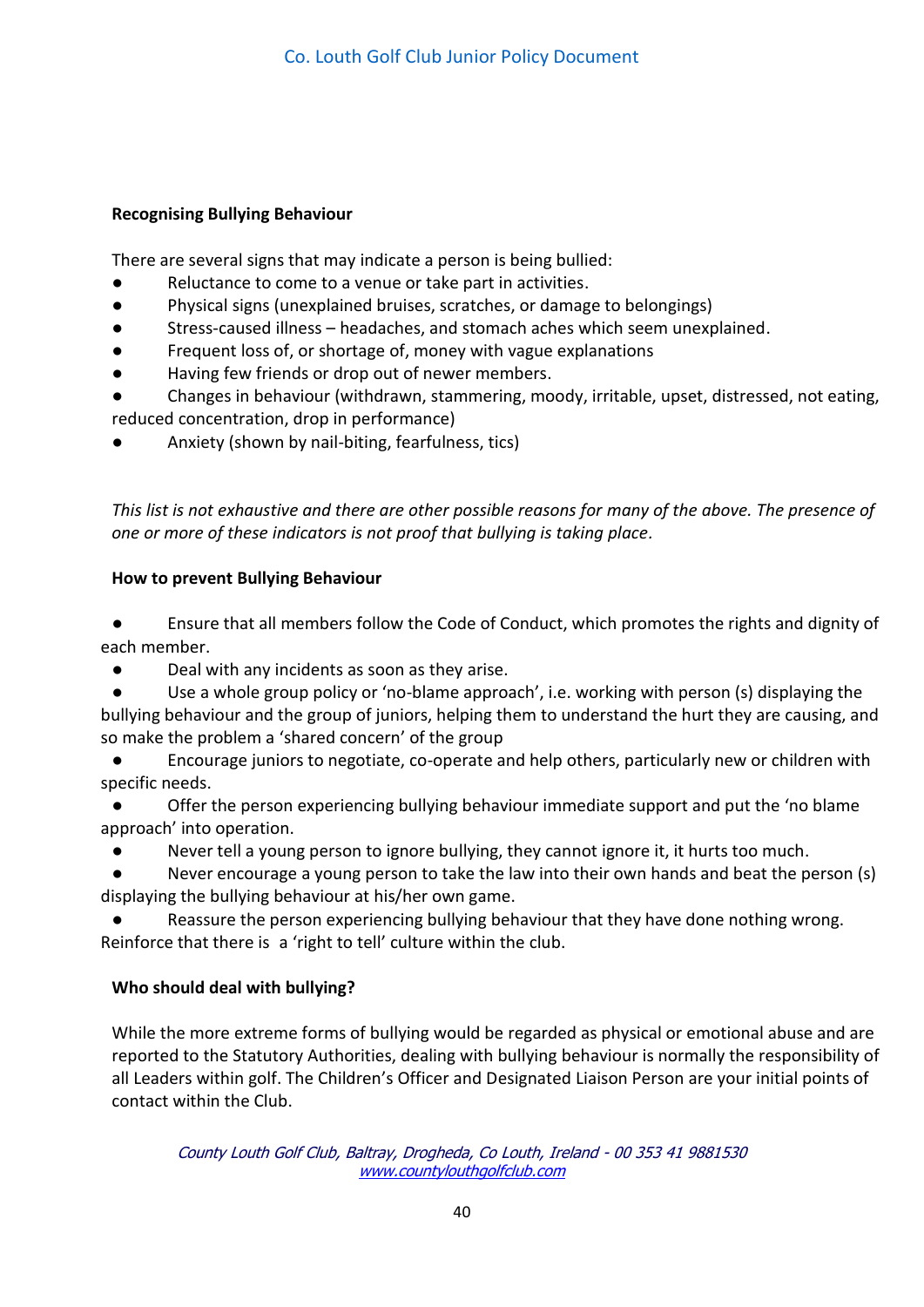**Recognising Bullying Behaviour**

There are several signs that may indicate a person is being bullied:

- Reluctance to come to a venue or take part in activities.
- Physical signs (unexplained bruises, scratches, or damage to belongings)
- Stress-caused illness – headaches, and stomach aches which seem unexplained.
- Frequent loss of, or shortage of, money with vague explanations
- Having few friends or drop out of newer members.
- Changes in behaviour (withdrawn, stammering, moody, irritable, upset, distressed, not eating, reduced concentration, drop in performance)
- Anxiety (shown by nail-biting, fearfulness, tics)

*This list is not exhaustive and there are other possible reasons for many of the above. The presence of one or more of these indicators is not proof that bullying is taking place.*

**How to prevent Bullying Behaviour**

- Ensure that all members follow the Code of Conduct, which promotes the rights and dignity of each member.
- Deal with any incidents as soon as they arise.
- Use a whole group policy or 'no-blame approach', i.e. working with person (s) displaying the bullying behaviour and the group of juniors, helping them to understand the hurt they are causing, and so make the problem a 'shared concern' of the group
- Encourage juniors to negotiate, co-operate and help others, particularly new or children with specific needs.
- Offer the person experiencing bullying behaviour immediate support and put the 'no blame approach' into operation.
- Never tell a young person to ignore bullying, they cannot ignore it, it hurts too much.
- Never encourage a young person to take the law into their own hands and beat the person (s) displaying the bullying behaviour at his/her own game.
- Reassure the person experiencing bullying behaviour that they have done nothing wrong. Reinforce that there is a 'right to tell' culture within the club.

**Who should deal with bullying?**

While the more extreme forms of bullying would be regarded as physical or emotional abuse and are reported to the Statutory Authorities, dealing with bullying behaviour is normally the responsibility of all Leaders within golf. The Children's Officer and Designated Liaison Person are your initial points of contact within the Club.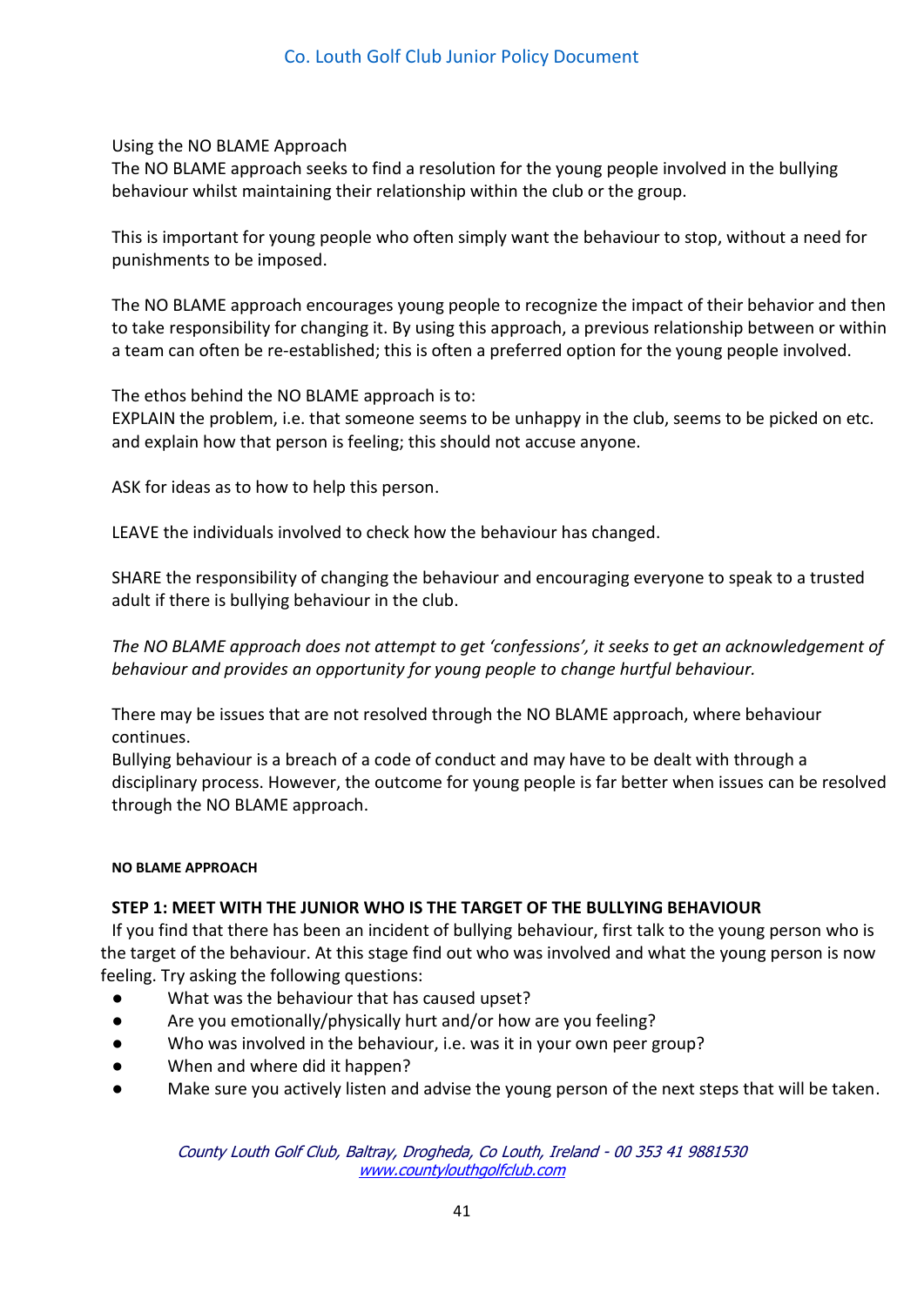Using the NO BLAME Approach
The NO BLAME approach seeks to find a resolution for the young people involved in the bullying behaviour whilst maintaining their relationship within the club or the group.

This is important for young people who often simply want the behaviour to stop, without a need for punishments to be imposed.

The NO BLAME approach encourages young people to recognize the impact of their behavior and then to take responsibility for changing it. By using this approach, a previous relationship between or within a team can often be re-established; this is often a preferred option for the young people involved.

The ethos behind the NO BLAME approach is to:
EXPLAIN the problem, i.e. that someone seems to be unhappy in the club, seems to be picked on etc. and explain how that person is feeling; this should not accuse anyone.

ASK for ideas as to how to help this person.

LEAVE the individuals involved to check how the behaviour has changed.

SHARE the responsibility of changing the behaviour and encouraging everyone to speak to a trusted adult if there is bullying behaviour in the club.

*The NO BLAME approach does not attempt to get 'confessions', it seeks to get an acknowledgement of behaviour and provides an opportunity for young people to change hurtful behaviour.*

There may be issues that are not resolved through the NO BLAME approach, where behaviour continues.
Bullying behaviour is a breach of a code of conduct and may have to be dealt with through a disciplinary process. However, the outcome for young people is far better when issues can be resolved through the NO BLAME approach.

#### NO BLAME APPROACH

### STEP 1: MEET WITH THE JUNIOR WHO IS THE TARGET OF THE BULLYING BEHAVIOUR

If you find that there has been an incident of bullying behaviour, first talk to the young person who is the target of the behaviour. At this stage find out who was involved and what the young person is now feeling. Try asking the following questions:

- What was the behaviour that has caused upset?
- Are you emotionally/physically hurt and/or how are you feeling?
- Who was involved in the behaviour, i.e. was it in your own peer group?
- When and where did it happen?
- Make sure you actively listen and advise the young person of the next steps that will be taken.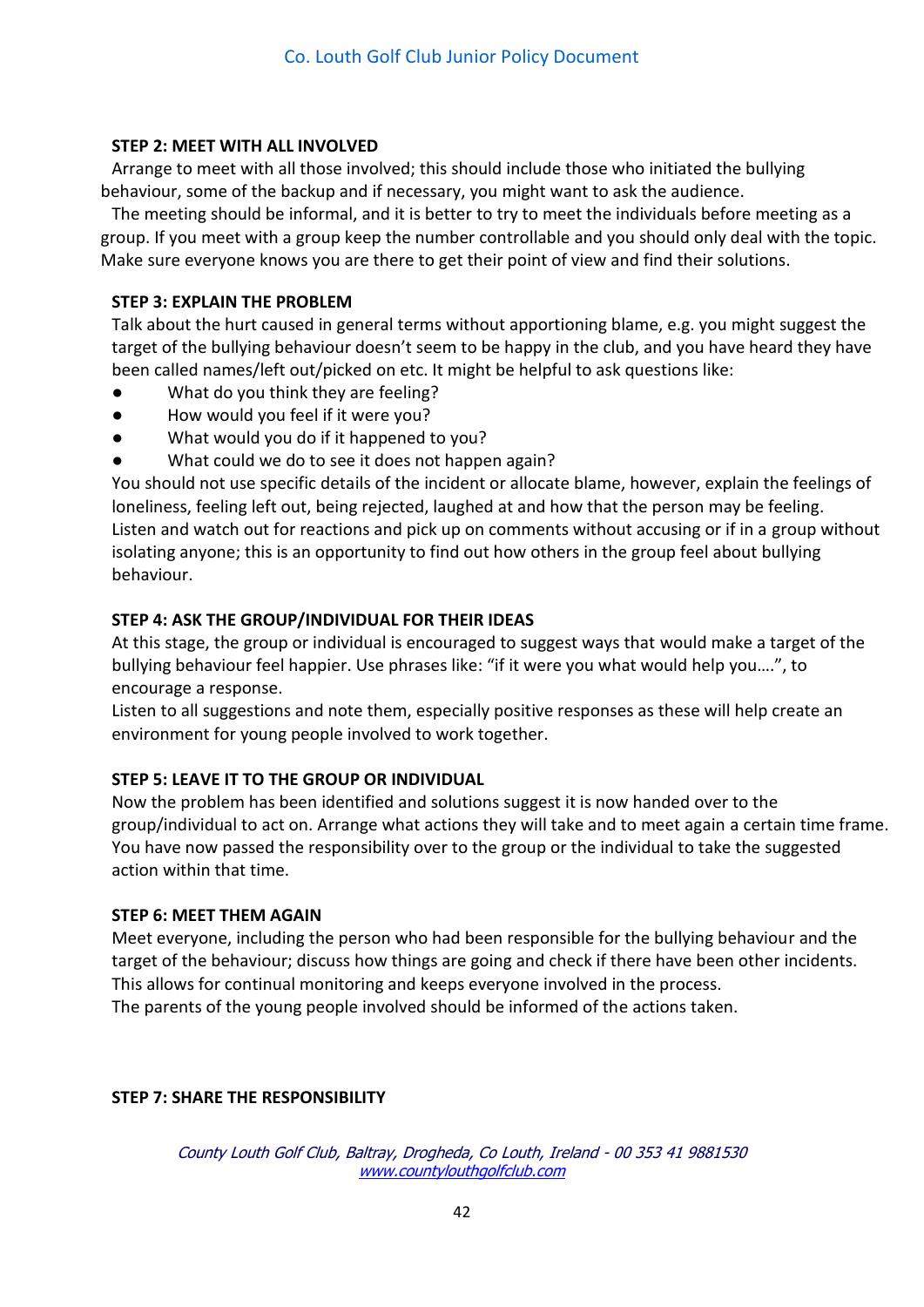**STEP 2: MEET WITH ALL INVOLVED**

Arrange to meet with all those involved; this should include those who initiated the bullying behaviour, some of the backup and if necessary, you might want to ask the audience.

The meeting should be informal, and it is better to try to meet the individuals before meeting as a group. If you meet with a group keep the number controllable and you should only deal with the topic. Make sure everyone knows you are there to get their point of view and find their solutions.

**STEP 3: EXPLAIN THE PROBLEM**

Talk about the hurt caused in general terms without apportioning blame, e.g. you might suggest the target of the bullying behaviour doesn't seem to be happy in the club, and you have heard they have been called names/left out/picked on etc. It might be helpful to ask questions like:

- What do you think they are feeling?
- How would you feel if it were you?
- What would you do if it happened to you?
- What could we do to see it does not happen again?

You should not use specific details of the incident or allocate blame, however, explain the feelings of loneliness, feeling left out, being rejected, laughed at and how that the person may be feeling. Listen and watch out for reactions and pick up on comments without accusing or if in a group without isolating anyone; this is an opportunity to find out how others in the group feel about bullying behaviour.

**STEP 4: ASK THE GROUP/INDIVIDUAL FOR THEIR IDEAS**

At this stage, the group or individual is encouraged to suggest ways that would make a target of the bullying behaviour feel happier. Use phrases like: "if it were you what would help you….", to encourage a response.

Listen to all suggestions and note them, especially positive responses as these will help create an environment for young people involved to work together.

**STEP 5: LEAVE IT TO THE GROUP OR INDIVIDUAL**

Now the problem has been identified and solutions suggest it is now handed over to the group/individual to act on. Arrange what actions they will take and to meet again a certain time frame. You have now passed the responsibility over to the group or the individual to take the suggested action within that time.

**STEP 6: MEET THEM AGAIN**

Meet everyone, including the person who had been responsible for the bullying behaviour and the target of the behaviour; discuss how things are going and check if there have been other incidents. This allows for continual monitoring and keeps everyone involved in the process.

The parents of the young people involved should be informed of the actions taken.

**STEP 7: SHARE THE RESPONSIBILITY**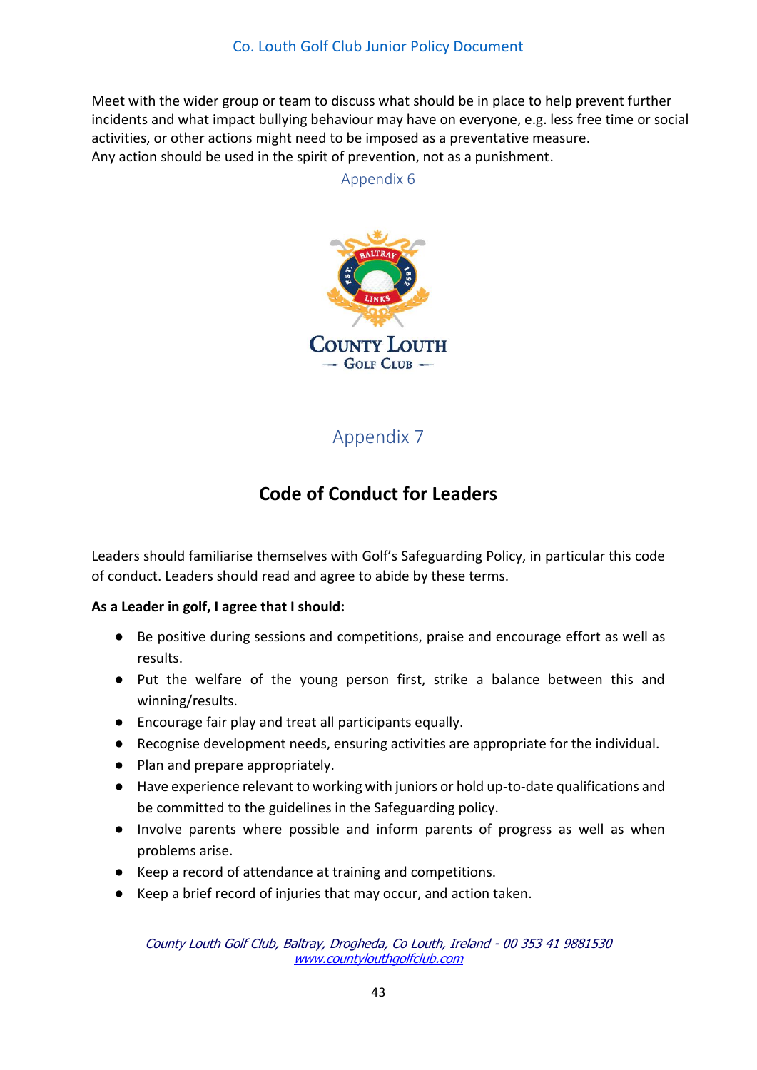Meet with the wider group or team to discuss what should be in place to help prevent further incidents and what impact bullying behaviour may have on everyone, e.g. less free time or social activities, or other actions might need to be imposed as a preventative measure.
Any action should be used in the spirit of prevention, not as a punishment.

Appendix 6

## Appendix 7

## Code of Conduct for Leaders

Leaders should familiarise themselves with Golf's Safeguarding Policy, in particular this code of conduct. Leaders should read and agree to abide by these terms.

**As a Leader in golf, I agree that I should:**

- Be positive during sessions and competitions, praise and encourage effort as well as results.
- Put the welfare of the young person first, strike a balance between this and winning/results.
- Encourage fair play and treat all participants equally.
- Recognise development needs, ensuring activities are appropriate for the individual.
- Plan and prepare appropriately.
- Have experience relevant to working with juniors or hold up-to-date qualifications and be committed to the guidelines in the Safeguarding policy.
- Involve parents where possible and inform parents of progress as well as when problems arise.
- Keep a record of attendance at training and competitions.
- Keep a brief record of injuries that may occur, and action taken.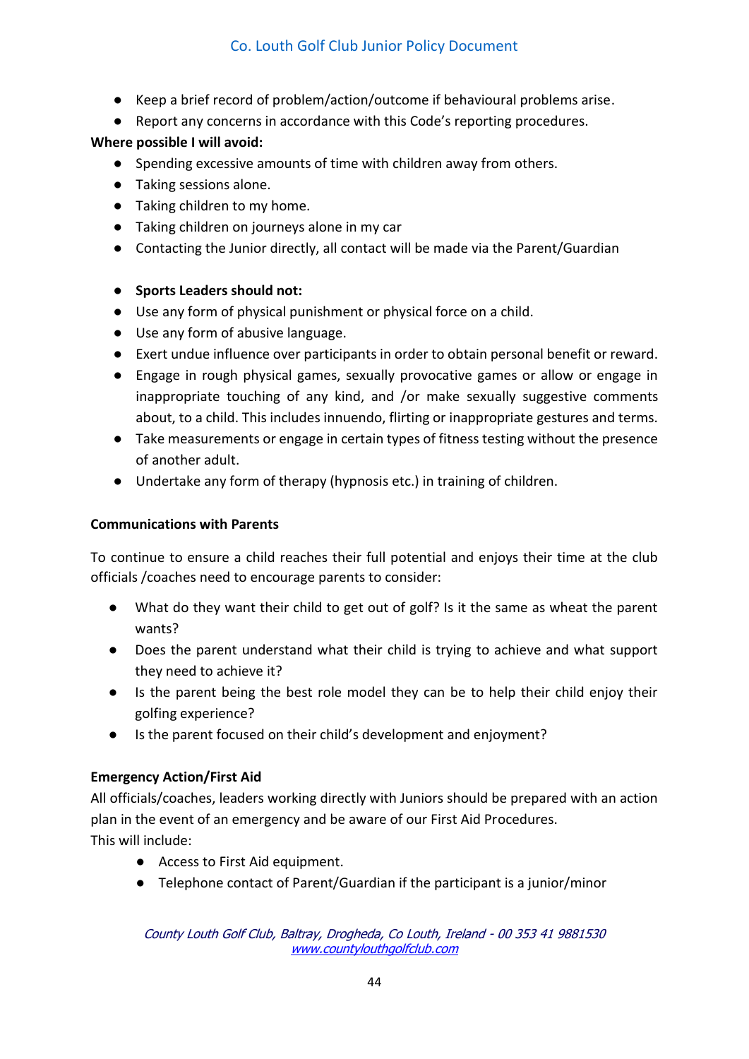- Keep a brief record of problem/action/outcome if behavioural problems arise.
- Report any concerns in accordance with this Code's reporting procedures.

**Where possible I will avoid:**

- Spending excessive amounts of time with children away from others.
- Taking sessions alone.
- Taking children to my home.
- Taking children on journeys alone in my car
- Contacting the Junior directly, all contact will be made via the Parent/Guardian

- **Sports Leaders should not:**
- Use any form of physical punishment or physical force on a child.
- Use any form of abusive language.
- Exert undue influence over participants in order to obtain personal benefit or reward.
- Engage in rough physical games, sexually provocative games or allow or engage in inappropriate touching of any kind, and /or make sexually suggestive comments about, to a child. This includes innuendo, flirting or inappropriate gestures and terms.
- Take measurements or engage in certain types of fitness testing without the presence of another adult.
- Undertake any form of therapy (hypnosis etc.) in training of children.

**Communications with Parents**

To continue to ensure a child reaches their full potential and enjoys their time at the club officials /coaches need to encourage parents to consider:

- What do they want their child to get out of golf? Is it the same as wheat the parent wants?
- Does the parent understand what their child is trying to achieve and what support they need to achieve it?
- Is the parent being the best role model they can be to help their child enjoy their golfing experience?
- Is the parent focused on their child's development and enjoyment?

**Emergency Action/First Aid**

All officials/coaches, leaders working directly with Juniors should be prepared with an action plan in the event of an emergency and be aware of our First Aid Procedures.
This will include:

- Access to First Aid equipment.
- Telephone contact of Parent/Guardian if the participant is a junior/minor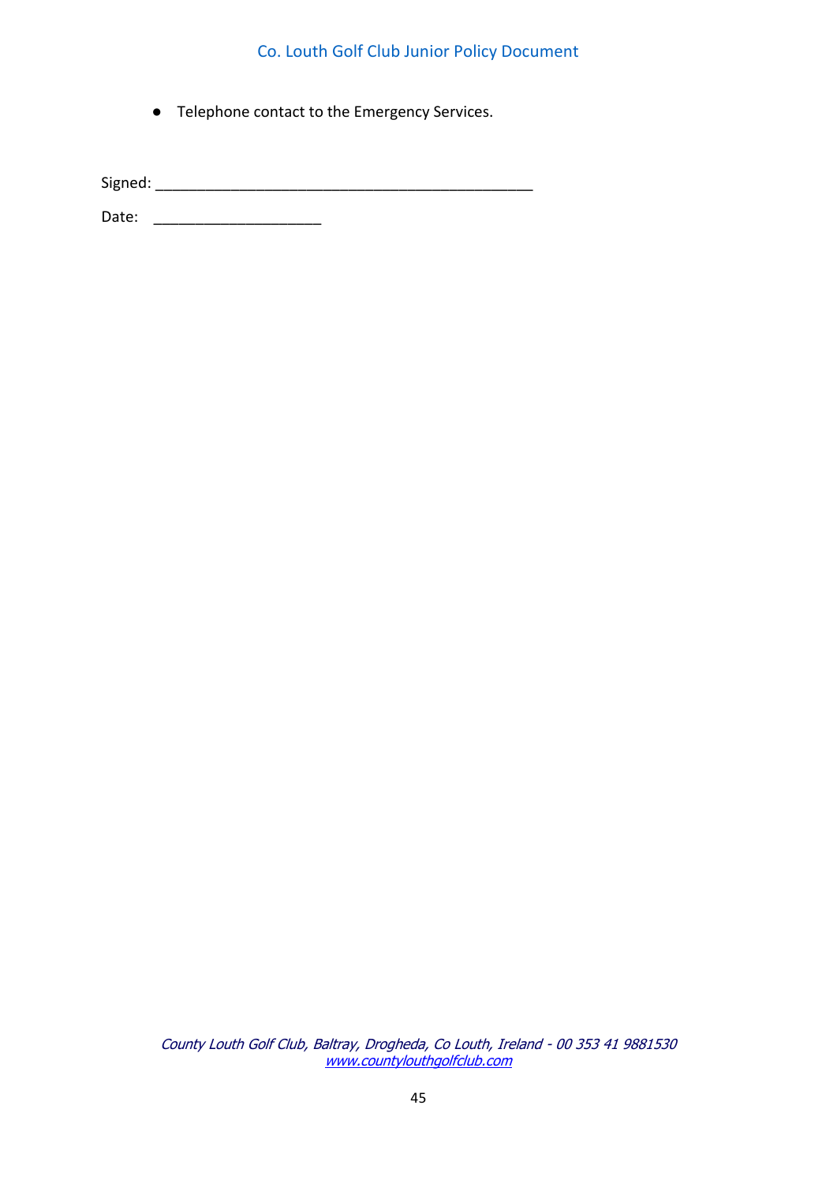- Telephone contact to the Emergency Services.

Signed: _______________________________________________

Date: ____________________